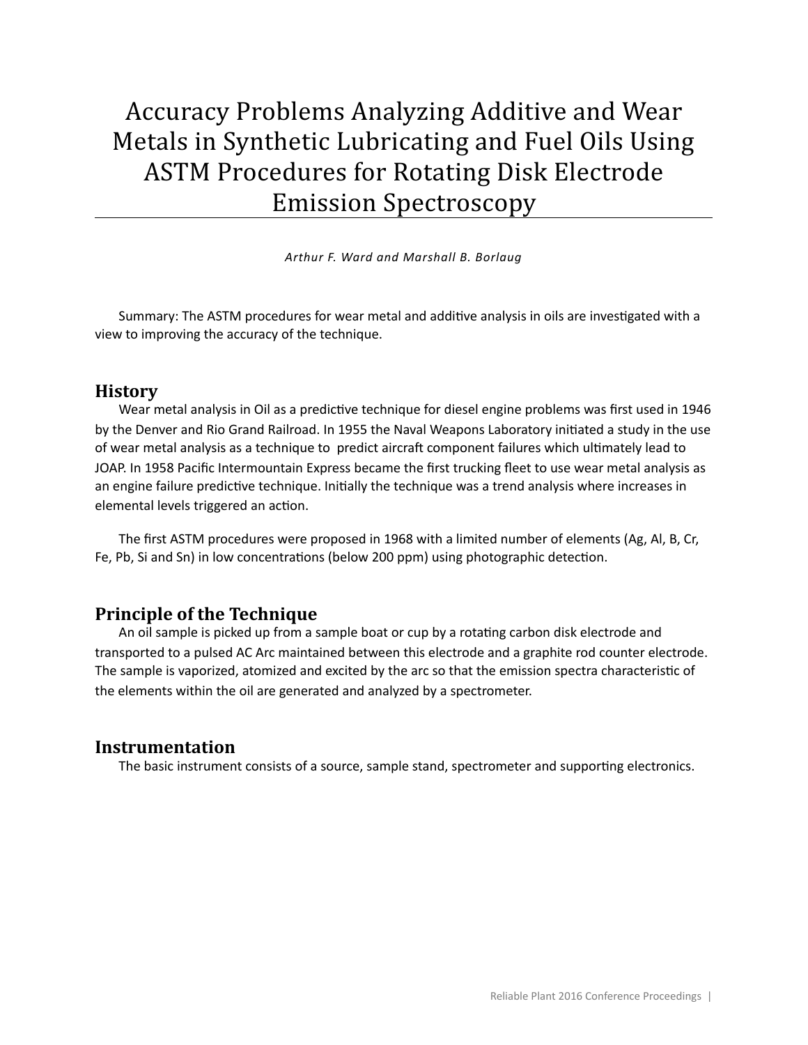# Accuracy Problems Analyzing Additive and Wear Metals in Synthetic Lubricating and Fuel Oils Using ASTM Procedures for Rotating Disk Electrode Emission Spectroscopy

*Arthur F. Ward and Marshall B. Borlaug*

Summary: The ASTM procedures for wear metal and additive analysis in oils are investigated with a view to improving the accuracy of the technique.

## History

Wear metal analysis in Oil as a predictive technique for diesel engine problems was first used in 1946 by the Denver and Rio Grand Railroad. In 1955 the Naval Weapons Laboratory initiated a study in the use of wear metal analysis as a technique to predict aircraft component failures which ultimately lead to JOAP. In 1958 Pacific Intermountain Express became the first trucking fleet to use wear metal analysis as an engine failure predictive technique. Initially the technique was a trend analysis where increases in elemental levels triggered an action.

The first ASTM procedures were proposed in 1968 with a limited number of elements (Ag, Al, B, Cr, Fe, Pb, Si and Sn) in low concentrations (below 200 ppm) using photographic detection.

## Principle of the Technique

An oil sample is picked up from a sample boat or cup by a rotating carbon disk electrode and transported to a pulsed AC Arc maintained between this electrode and a graphite rod counter electrode. The sample is vaporized, atomized and excited by the arc so that the emission spectra characteristic of the elements within the oil are generated and analyzed by a spectrometer.

## Instrumentation

The basic instrument consists of a source, sample stand, spectrometer and supporting electronics.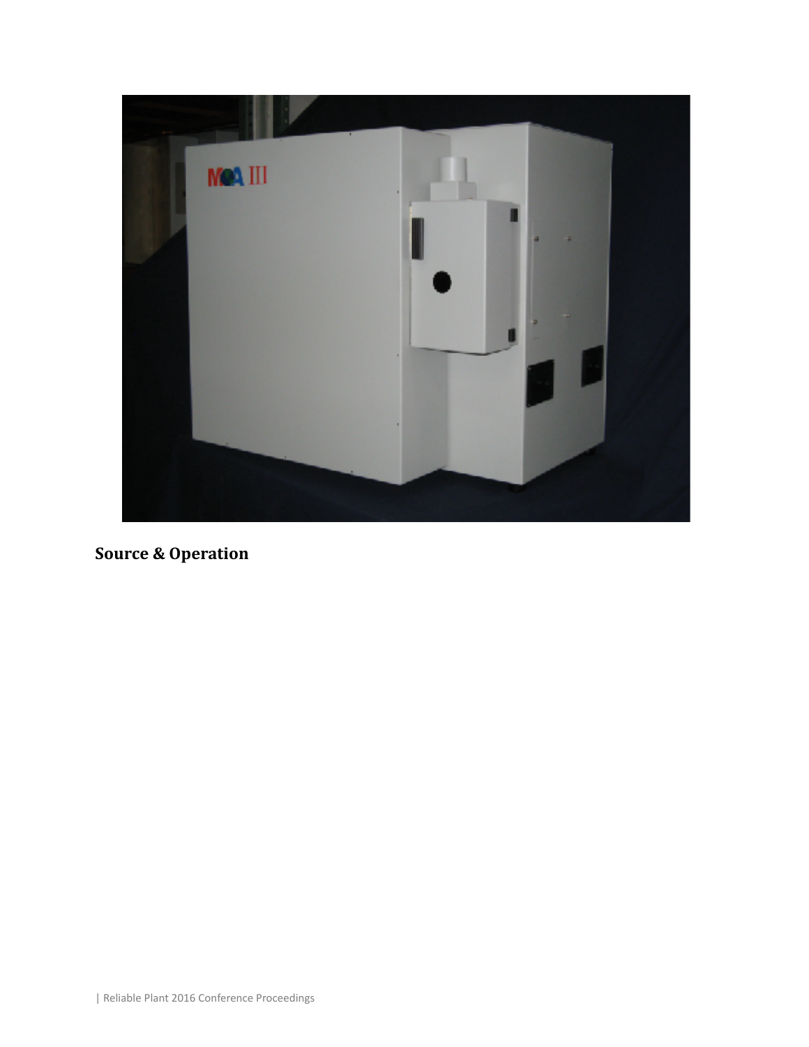## Source & Operation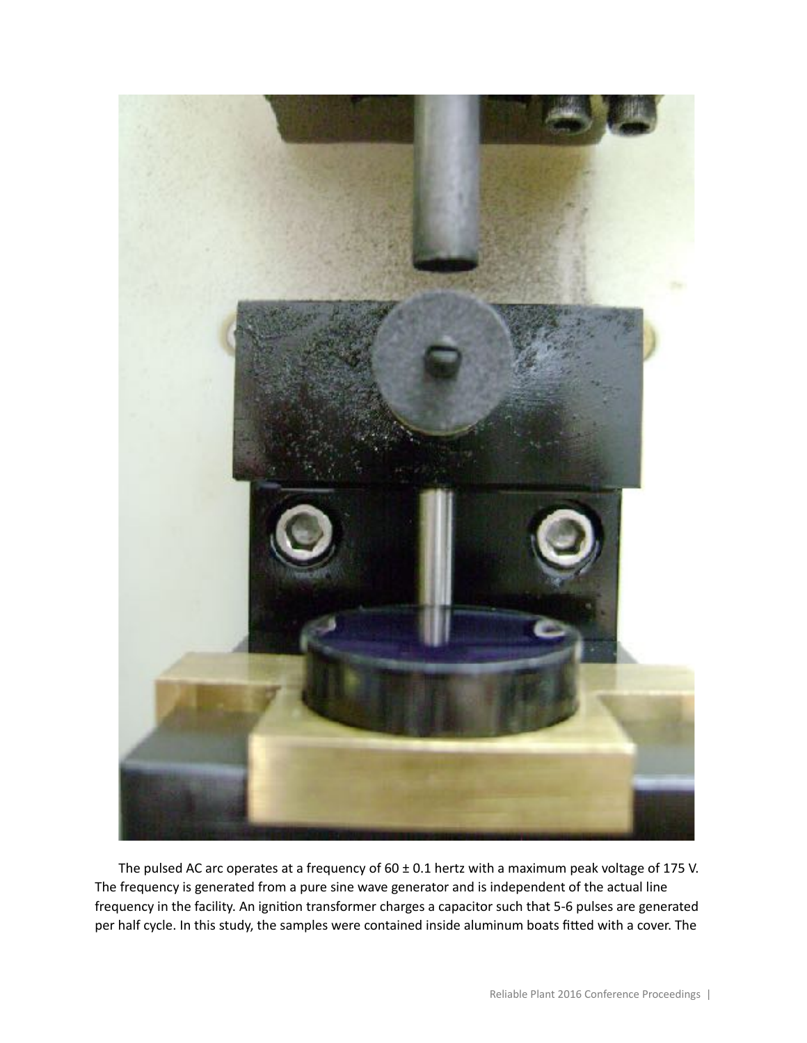The pulsed AC arc operates at a frequency of 60 ± 0.1 hertz with a maximum peak voltage of 175 V. The frequency is generated from a pure sine wave generator and is independent of the actual line frequency in the facility. An ignition transformer charges a capacitor such that 5-6 pulses are generated per half cycle. In this study, the samples were contained inside aluminum boats fitted with a cover. The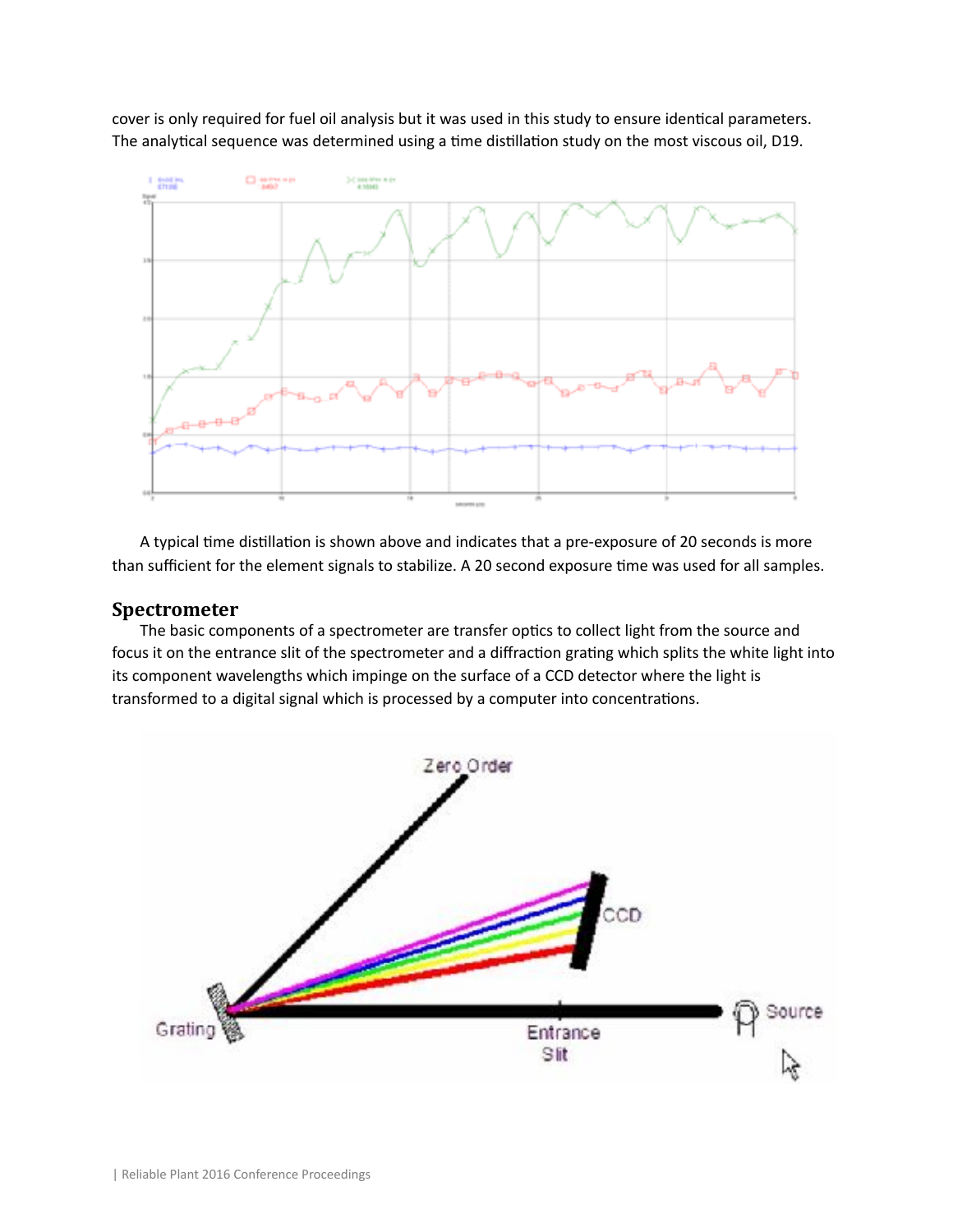cover is only required for fuel oil analysis but it was used in this study to ensure identical parameters. The analytical sequence was determined using a time distillation study on the most viscous oil, D19.

A typical time distillation is shown above and indicates that a pre-exposure of 20 seconds is more than sufficient for the element signals to stabilize. A 20 second exposure time was used for all samples.

## Spectrometer

The basic components of a spectrometer are transfer optics to collect light from the source and focus it on the entrance slit of the spectrometer and a diffraction grating which splits the white light into its component wavelengths which impinge on the surface of a CCD detector where the light is transformed to a digital signal which is processed by a computer into concentrations.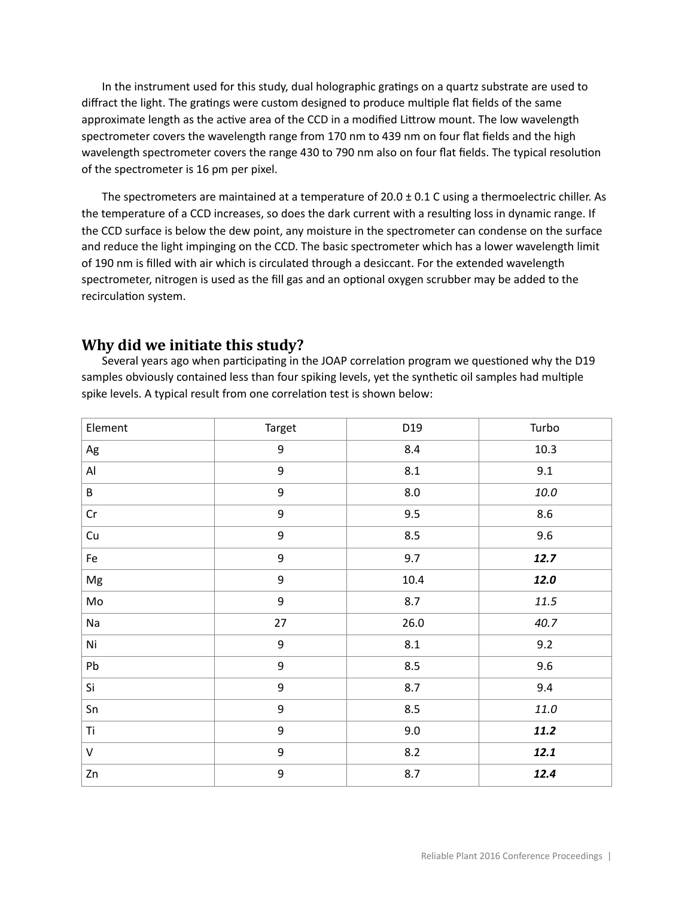In the instrument used for this study, dual holographic gratings on a quartz substrate are used to diffract the light. The gratings were custom designed to produce multiple flat fields of the same approximate length as the active area of the CCD in a modified Littrow mount. The low wavelength spectrometer covers the wavelength range from 170 nm to 439 nm on four flat fields and the high wavelength spectrometer covers the range 430 to 790 nm also on four flat fields. The typical resolution of the spectrometer is 16 pm per pixel.

The spectrometers are maintained at a temperature of 20.0 ± 0.1 C using a thermoelectric chiller. As the temperature of a CCD increases, so does the dark current with a resulting loss in dynamic range. If the CCD surface is below the dew point, any moisture in the spectrometer can condense on the surface and reduce the light impinging on the CCD. The basic spectrometer which has a lower wavelength limit of 190 nm is filled with air which is circulated through a desiccant. For the extended wavelength spectrometer, nitrogen is used as the fill gas and an optional oxygen scrubber may be added to the recirculation system.

## Why did we initiate this study?

Several years ago when participating in the JOAP correlation program we questioned why the D19 samples obviously contained less than four spiking levels, yet the synthetic oil samples had multiple spike levels. A typical result from one correlation test is shown below:

| Element | Target | D19 | Turbo |
|---|---|---|---|
| Ag | 9 | 8.4 | 10.3 |
| Al | 9 | 8.1 | 9.1 |
| B | 9 | 8.0 | *10.0* |
| Cr | 9 | 9.5 | 8.6 |
| Cu | 9 | 8.5 | 9.6 |
| Fe | 9 | 9.7 | ***12.7*** |
| Mg | 9 | 10.4 | ***12.0*** |
| Mo | 9 | 8.7 | *11.5* |
| Na | 27 | 26.0 | *40.7* |
| Ni | 9 | 8.1 | 9.2 |
| Pb | 9 | 8.5 | 9.6 |
| Si | 9 | 8.7 | 9.4 |
| Sn | 9 | 8.5 | *11.0* |
| Ti | 9 | 9.0 | ***11.2*** |
| V | 9 | 8.2 | ***12.1*** |
| Zn | 9 | 8.7 | ***12.4*** |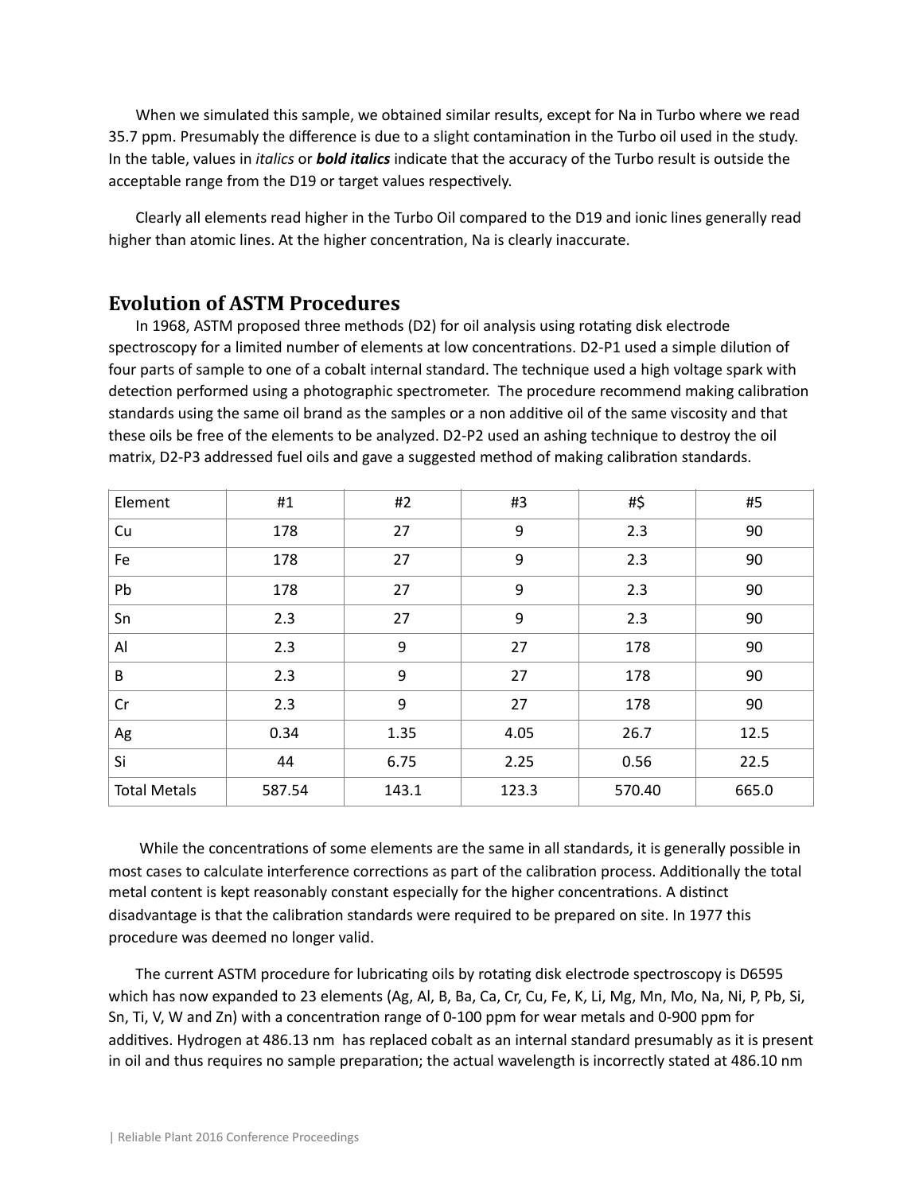When we simulated this sample, we obtained similar results, except for Na in Turbo where we read 35.7 ppm. Presumably the difference is due to a slight contamination in the Turbo oil used in the study. In the table, values in *italics* or ***bold italics*** indicate that the accuracy of the Turbo result is outside the acceptable range from the D19 or target values respectively.

Clearly all elements read higher in the Turbo Oil compared to the D19 and ionic lines generally read higher than atomic lines. At the higher concentration, Na is clearly inaccurate.

## Evolution of ASTM Procedures

In 1968, ASTM proposed three methods (D2) for oil analysis using rotating disk electrode spectroscopy for a limited number of elements at low concentrations. D2-P1 used a simple dilution of four parts of sample to one of a cobalt internal standard. The technique used a high voltage spark with detection performed using a photographic spectrometer. The procedure recommend making calibration standards using the same oil brand as the samples or a non additive oil of the same viscosity and that these oils be free of the elements to be analyzed. D2-P2 used an ashing technique to destroy the oil matrix, D2-P3 addressed fuel oils and gave a suggested method of making calibration standards.

| Element | #1 | #2 | #3 | #$ | #5 |
|---|---|---|---|---|---|
| Cu | 178 | 27 | 9 | 2.3 | 90 |
| Fe | 178 | 27 | 9 | 2.3 | 90 |
| Pb | 178 | 27 | 9 | 2.3 | 90 |
| Sn | 2.3 | 27 | 9 | 2.3 | 90 |
| Al | 2.3 | 9 | 27 | 178 | 90 |
| B | 2.3 | 9 | 27 | 178 | 90 |
| Cr | 2.3 | 9 | 27 | 178 | 90 |
| Ag | 0.34 | 1.35 | 4.05 | 26.7 | 12.5 |
| Si | 44 | 6.75 | 2.25 | 0.56 | 22.5 |
| Total Metals | 587.54 | 143.1 | 123.3 | 570.40 | 665.0 |

While the concentrations of some elements are the same in all standards, it is generally possible in most cases to calculate interference corrections as part of the calibration process. Additionally the total metal content is kept reasonably constant especially for the higher concentrations. A distinct disadvantage is that the calibration standards were required to be prepared on site. In 1977 this procedure was deemed no longer valid.

The current ASTM procedure for lubricating oils by rotating disk electrode spectroscopy is D6595 which has now expanded to 23 elements (Ag, Al, B, Ba, Ca, Cr, Cu, Fe, K, Li, Mg, Mn, Mo, Na, Ni, P, Pb, Si, Sn, Ti, V, W and Zn) with a concentration range of 0-100 ppm for wear metals and 0-900 ppm for additives. Hydrogen at 486.13 nm has replaced cobalt as an internal standard presumably as it is present in oil and thus requires no sample preparation; the actual wavelength is incorrectly stated at 486.10 nm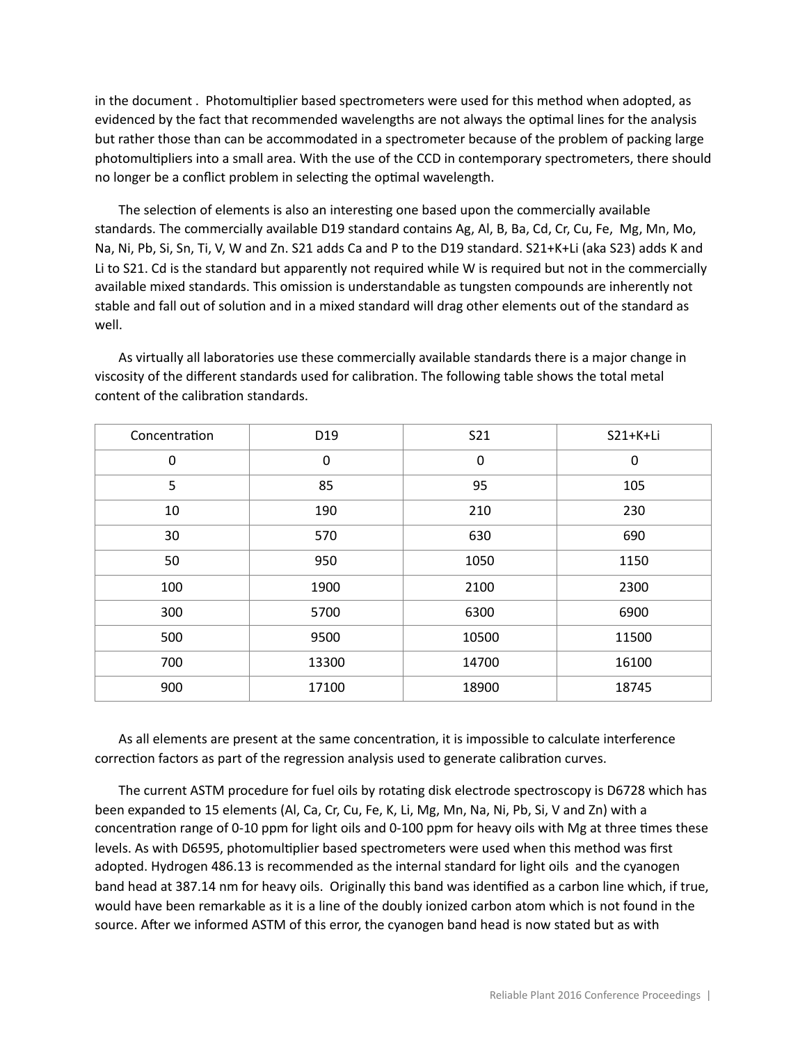in the document . Photomultiplier based spectrometers were used for this method when adopted, as evidenced by the fact that recommended wavelengths are not always the optimal lines for the analysis but rather those than can be accommodated in a spectrometer because of the problem of packing large photomultipliers into a small area. With the use of the CCD in contemporary spectrometers, there should no longer be a conflict problem in selecting the optimal wavelength.

The selection of elements is also an interesting one based upon the commercially available standards. The commercially available D19 standard contains Ag, Al, B, Ba, Cd, Cr, Cu, Fe, Mg, Mn, Mo, Na, Ni, Pb, Si, Sn, Ti, V, W and Zn. S21 adds Ca and P to the D19 standard. S21+K+Li (aka S23) adds K and Li to S21. Cd is the standard but apparently not required while W is required but not in the commercially available mixed standards. This omission is understandable as tungsten compounds are inherently not stable and fall out of solution and in a mixed standard will drag other elements out of the standard as well.

As virtually all laboratories use these commercially available standards there is a major change in viscosity of the different standards used for calibration. The following table shows the total metal content of the calibration standards.

| Concentration | D19 | S21 | S21+K+Li |
|---|---|---|---|
| 0 | 0 | 0 | 0 |
| 5 | 85 | 95 | 105 |
| 10 | 190 | 210 | 230 |
| 30 | 570 | 630 | 690 |
| 50 | 950 | 1050 | 1150 |
| 100 | 1900 | 2100 | 2300 |
| 300 | 5700 | 6300 | 6900 |
| 500 | 9500 | 10500 | 11500 |
| 700 | 13300 | 14700 | 16100 |
| 900 | 17100 | 18900 | 18745 |

As all elements are present at the same concentration, it is impossible to calculate interference correction factors as part of the regression analysis used to generate calibration curves.

The current ASTM procedure for fuel oils by rotating disk electrode spectroscopy is D6728 which has been expanded to 15 elements (Al, Ca, Cr, Cu, Fe, K, Li, Mg, Mn, Na, Ni, Pb, Si, V and Zn) with a concentration range of 0-10 ppm for light oils and 0-100 ppm for heavy oils with Mg at three times these levels. As with D6595, photomultiplier based spectrometers were used when this method was first adopted. Hydrogen 486.13 is recommended as the internal standard for light oils and the cyanogen band head at 387.14 nm for heavy oils. Originally this band was identified as a carbon line which, if true, would have been remarkable as it is a line of the doubly ionized carbon atom which is not found in the source. After we informed ASTM of this error, the cyanogen band head is now stated but as with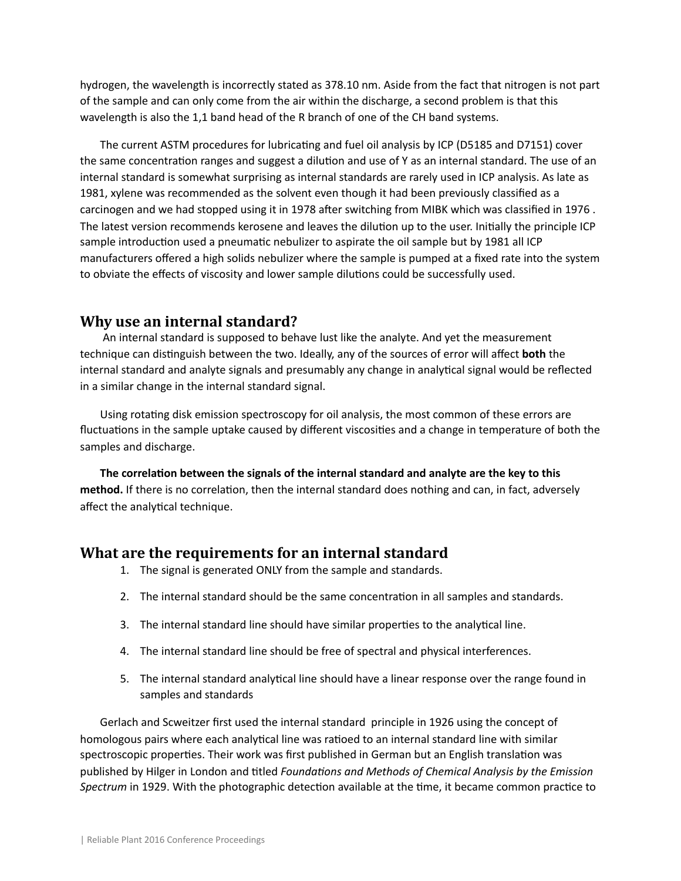hydrogen, the wavelength is incorrectly stated as 378.10 nm. Aside from the fact that nitrogen is not part of the sample and can only come from the air within the discharge, a second problem is that this wavelength is also the 1,1 band head of the R branch of one of the CH band systems.

The current ASTM procedures for lubricating and fuel oil analysis by ICP (D5185 and D7151) cover the same concentration ranges and suggest a dilution and use of Y as an internal standard. The use of an internal standard is somewhat surprising as internal standards are rarely used in ICP analysis. As late as 1981, xylene was recommended as the solvent even though it had been previously classified as a carcinogen and we had stopped using it in 1978 after switching from MIBK which was classified in 1976 . The latest version recommends kerosene and leaves the dilution up to the user. Initially the principle ICP sample introduction used a pneumatic nebulizer to aspirate the oil sample but by 1981 all ICP manufacturers offered a high solids nebulizer where the sample is pumped at a fixed rate into the system to obviate the effects of viscosity and lower sample dilutions could be successfully used.

## Why use an internal standard?

An internal standard is supposed to behave lust like the analyte. And yet the measurement technique can distinguish between the two. Ideally, any of the sources of error will affect **both** the internal standard and analyte signals and presumably any change in analytical signal would be reflected in a similar change in the internal standard signal.

Using rotating disk emission spectroscopy for oil analysis, the most common of these errors are fluctuations in the sample uptake caused by different viscosities and a change in temperature of both the samples and discharge.

**The correlation between the signals of the internal standard and analyte are the key to this method.** If there is no correlation, then the internal standard does nothing and can, in fact, adversely affect the analytical technique.

## What are the requirements for an internal standard

1. The signal is generated ONLY from the sample and standards.
2. The internal standard should be the same concentration in all samples and standards.
3. The internal standard line should have similar properties to the analytical line.
4. The internal standard line should be free of spectral and physical interferences.
5. The internal standard analytical line should have a linear response over the range found in samples and standards

Gerlach and Scweitzer first used the internal standard principle in 1926 using the concept of homologous pairs where each analytical line was ratioed to an internal standard line with similar spectroscopic properties. Their work was first published in German but an English translation was published by Hilger in London and titled *Foundations and Methods of Chemical Analysis by the Emission Spectrum* in 1929. With the photographic detection available at the time, it became common practice to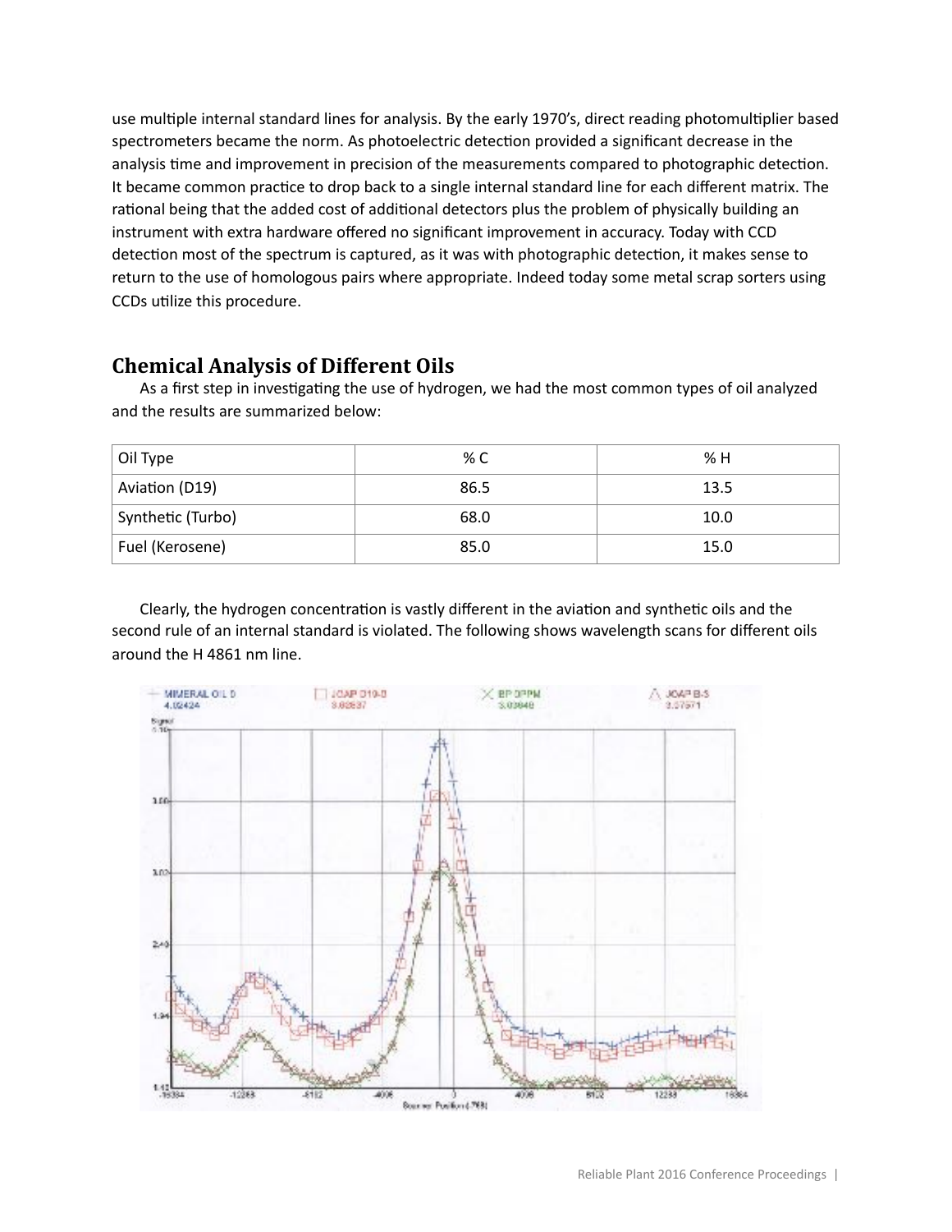use multiple internal standard lines for analysis. By the early 1970's, direct reading photomultiplier based spectrometers became the norm. As photoelectric detection provided a significant decrease in the analysis time and improvement in precision of the measurements compared to photographic detection. It became common practice to drop back to a single internal standard line for each different matrix. The rational being that the added cost of additional detectors plus the problem of physically building an instrument with extra hardware offered no significant improvement in accuracy. Today with CCD detection most of the spectrum is captured, as it was with photographic detection, it makes sense to return to the use of homologous pairs where appropriate. Indeed today some metal scrap sorters using CCDs utilize this procedure.

## Chemical Analysis of Different Oils

As a first step in investigating the use of hydrogen, we had the most common types of oil analyzed and the results are summarized below:

| Oil Type | % C | % H |
|---|---|---|
| Aviation (D19) | 86.5 | 13.5 |
| Synthetic (Turbo) | 68.0 | 10.0 |
| Fuel (Kerosene) | 85.0 | 15.0 |

Clearly, the hydrogen concentration is vastly different in the aviation and synthetic oils and the second rule of an internal standard is violated. The following shows wavelength scans for different oils around the H 4861 nm line.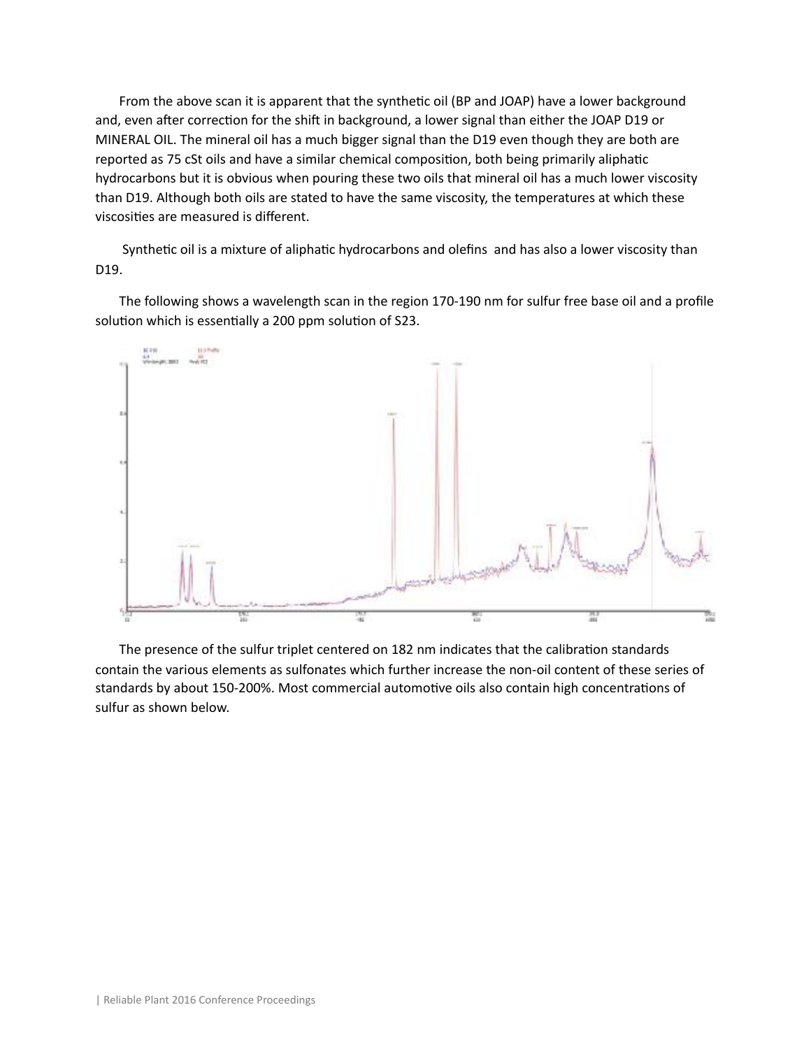From the above scan it is apparent that the synthetic oil (BP and JOAP) have a lower background and, even after correction for the shift in background, a lower signal than either the JOAP D19 or MINERAL OIL. The mineral oil has a much bigger signal than the D19 even though they are both are reported as 75 cSt oils and have a similar chemical composition, both being primarily aliphatic hydrocarbons but it is obvious when pouring these two oils that mineral oil has a much lower viscosity than D19. Although both oils are stated to have the same viscosity, the temperatures at which these viscosities are measured is different.

Synthetic oil is a mixture of aliphatic hydrocarbons and olefins and has also a lower viscosity than D19.

The following shows a wavelength scan in the region 170-190 nm for sulfur free base oil and a profile solution which is essentially a 200 ppm solution of S23.

The presence of the sulfur triplet centered on 182 nm indicates that the calibration standards contain the various elements as sulfonates which further increase the non-oil content of these series of standards by about 150-200%. Most commercial automotive oils also contain high concentrations of sulfur as shown below.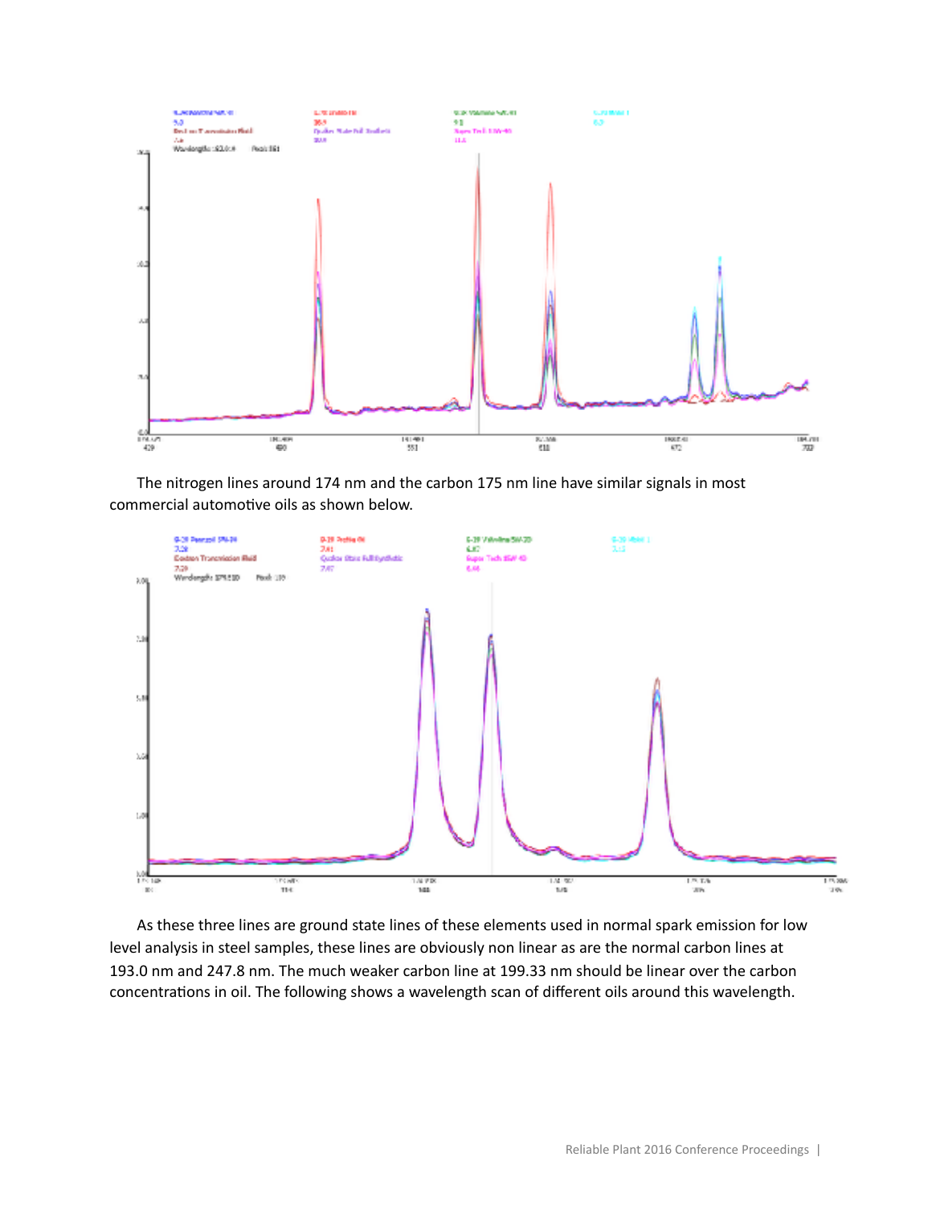The nitrogen lines around 174 nm and the carbon 175 nm line have similar signals in most commercial automotive oils as shown below.

As these three lines are ground state lines of these elements used in normal spark emission for low level analysis in steel samples, these lines are obviously non linear as are the normal carbon lines at 193.0 nm and 247.8 nm. The much weaker carbon line at 199.33 nm should be linear over the carbon concentrations in oil. The following shows a wavelength scan of different oils around this wavelength.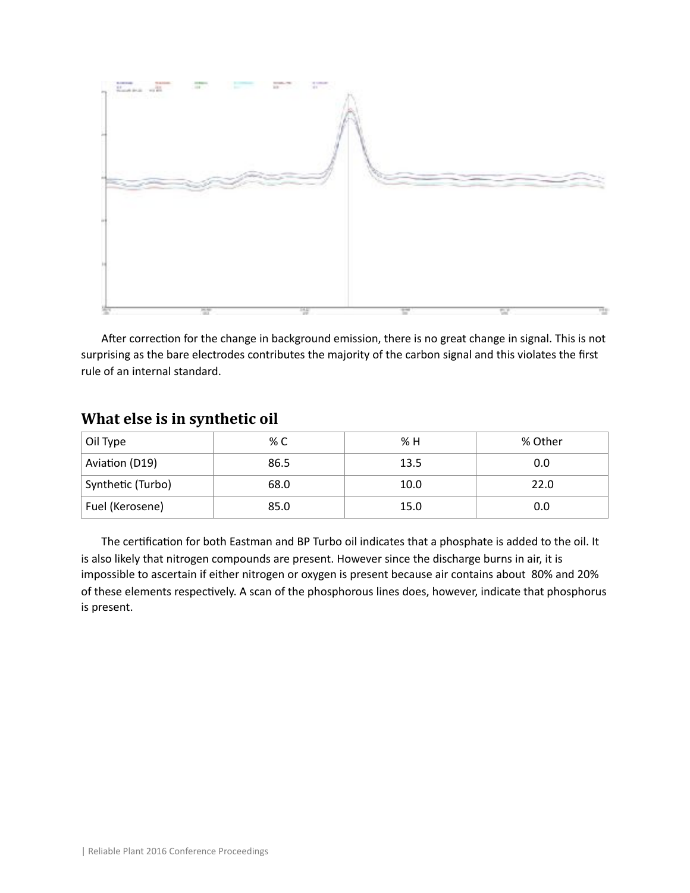After correction for the change in background emission, there is no great change in signal. This is not surprising as the bare electrodes contributes the majority of the carbon signal and this violates the first rule of an internal standard.

## What else is in synthetic oil

| Oil Type | % C | % H | % Other |
| --- | --- | --- | --- |
| Aviation (D19) | 86.5 | 13.5 | 0.0 |
| Synthetic (Turbo) | 68.0 | 10.0 | 22.0 |
| Fuel (Kerosene) | 85.0 | 15.0 | 0.0 |

The certification for both Eastman and BP Turbo oil indicates that a phosphate is added to the oil. It is also likely that nitrogen compounds are present. However since the discharge burns in air, it is impossible to ascertain if either nitrogen or oxygen is present because air contains about 80% and 20% of these elements respectively. A scan of the phosphorous lines does, however, indicate that phosphorus is present.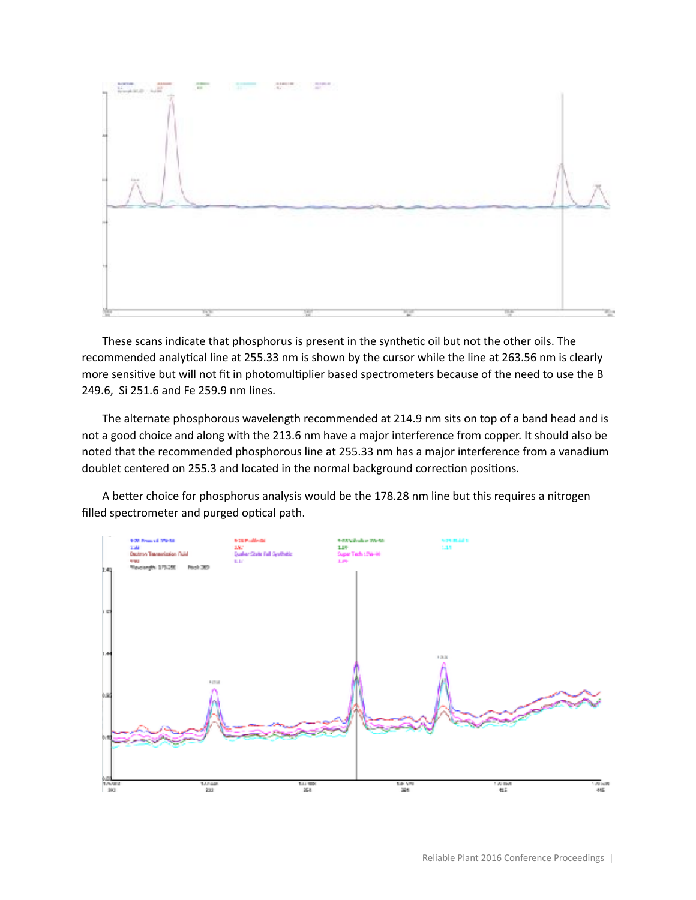These scans indicate that phosphorus is present in the synthetic oil but not the other oils. The recommended analytical line at 255.33 nm is shown by the cursor while the line at 263.56 nm is clearly more sensitive but will not fit in photomultiplier based spectrometers because of the need to use the B 249.6,  Si 251.6 and Fe 259.9 nm lines.

The alternate phosphorous wavelength recommended at 214.9 nm sits on top of a band head and is not a good choice and along with the 213.6 nm have a major interference from copper. It should also be noted that the recommended phosphorous line at 255.33 nm has a major interference from a vanadium doublet centered on 255.3 and located in the normal background correction positions.

A better choice for phosphorus analysis would be the 178.28 nm line but this requires a nitrogen filled spectrometer and purged optical path.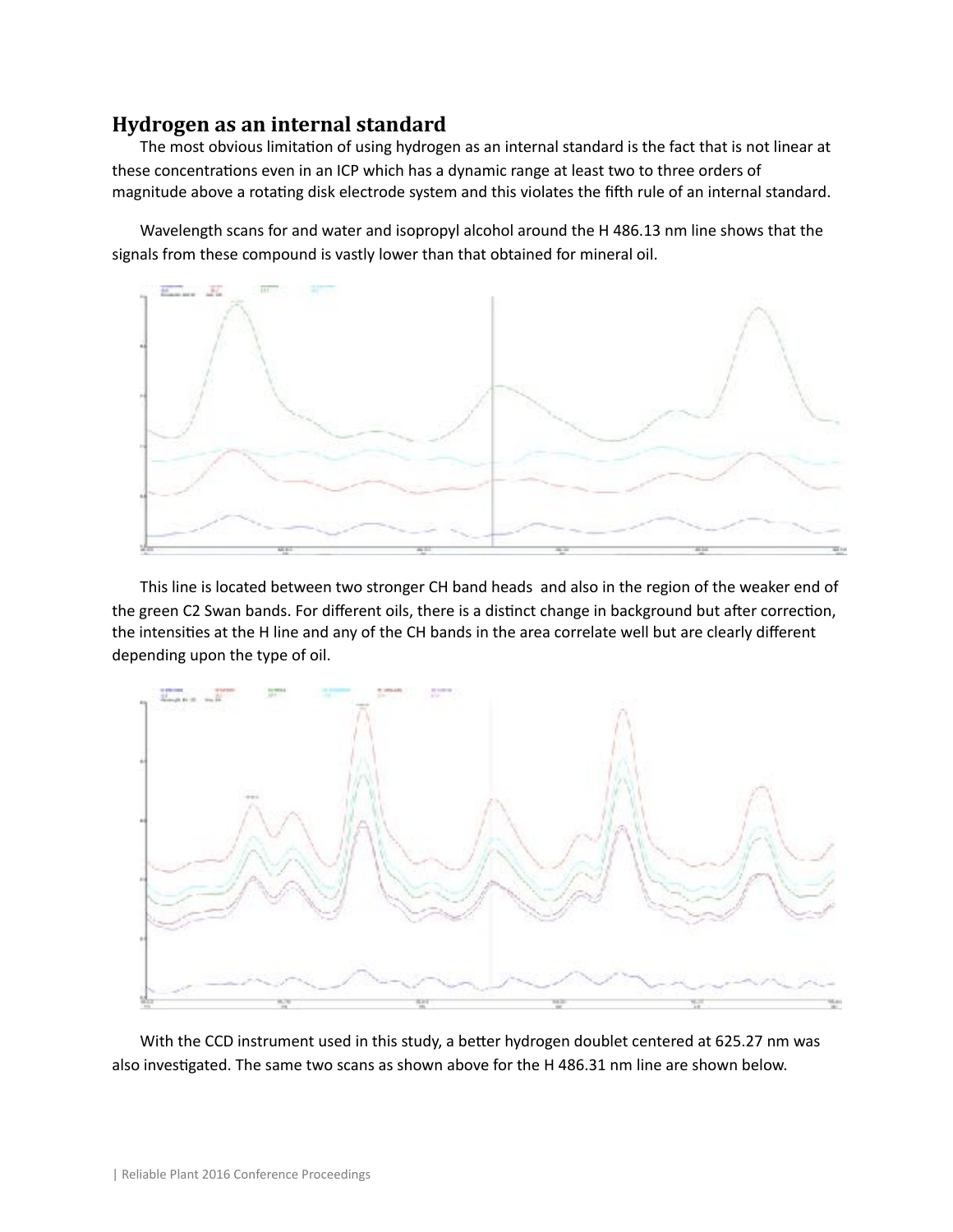## Hydrogen as an internal standard

The most obvious limitation of using hydrogen as an internal standard is the fact that is not linear at these concentrations even in an ICP which has a dynamic range at least two to three orders of magnitude above a rotating disk electrode system and this violates the fifth rule of an internal standard.

Wavelength scans for and water and isopropyl alcohol around the H 486.13 nm line shows that the signals from these compound is vastly lower than that obtained for mineral oil.

This line is located between two stronger CH band heads and also in the region of the weaker end of the green C2 Swan bands. For different oils, there is a distinct change in background but after correction, the intensities at the H line and any of the CH bands in the area correlate well but are clearly different depending upon the type of oil.

With the CCD instrument used in this study, a better hydrogen doublet centered at 625.27 nm was also investigated. The same two scans as shown above for the H 486.31 nm line are shown below.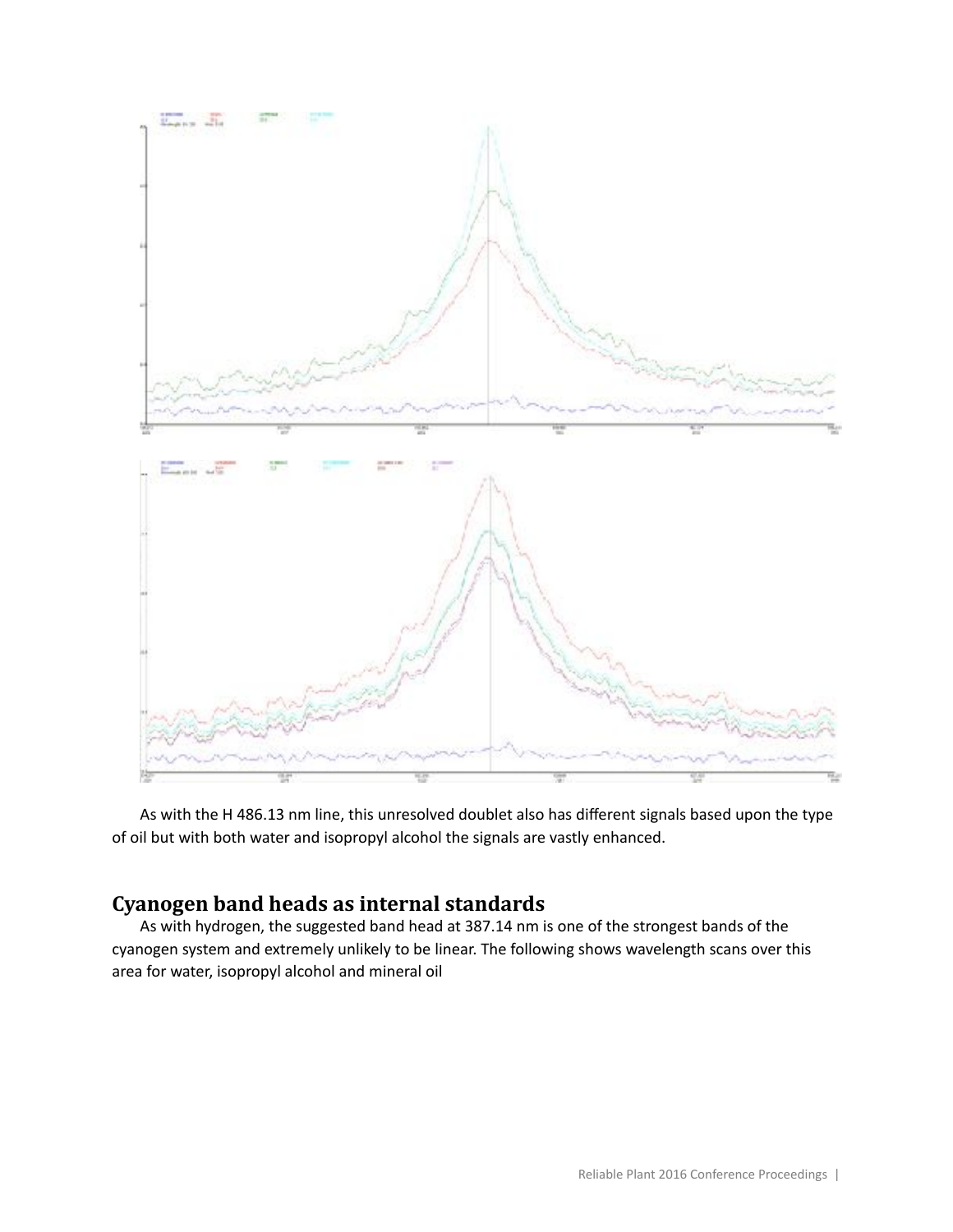As with the H 486.13 nm line, this unresolved doublet also has different signals based upon the type of oil but with both water and isopropyl alcohol the signals are vastly enhanced.

## Cyanogen band heads as internal standards

As with hydrogen, the suggested band head at 387.14 nm is one of the strongest bands of the cyanogen system and extremely unlikely to be linear. The following shows wavelength scans over this area for water, isopropyl alcohol and mineral oil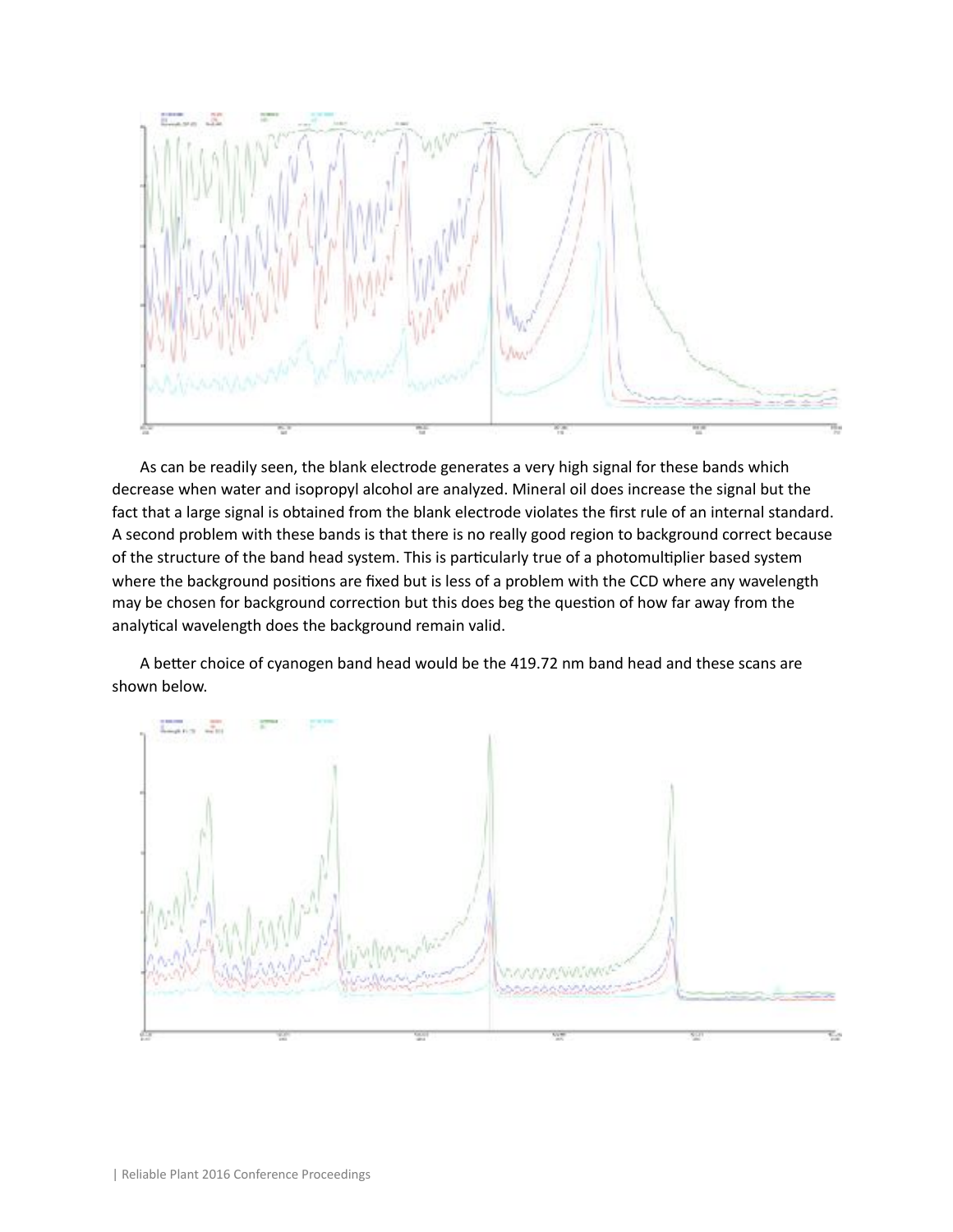As can be readily seen, the blank electrode generates a very high signal for these bands which decrease when water and isopropyl alcohol are analyzed. Mineral oil does increase the signal but the fact that a large signal is obtained from the blank electrode violates the first rule of an internal standard. A second problem with these bands is that there is no really good region to background correct because of the structure of the band head system. This is particularly true of a photomultiplier based system where the background positions are fixed but is less of a problem with the CCD where any wavelength may be chosen for background correction but this does beg the question of how far away from the analytical wavelength does the background remain valid.

A better choice of cyanogen band head would be the 419.72 nm band head and these scans are shown below.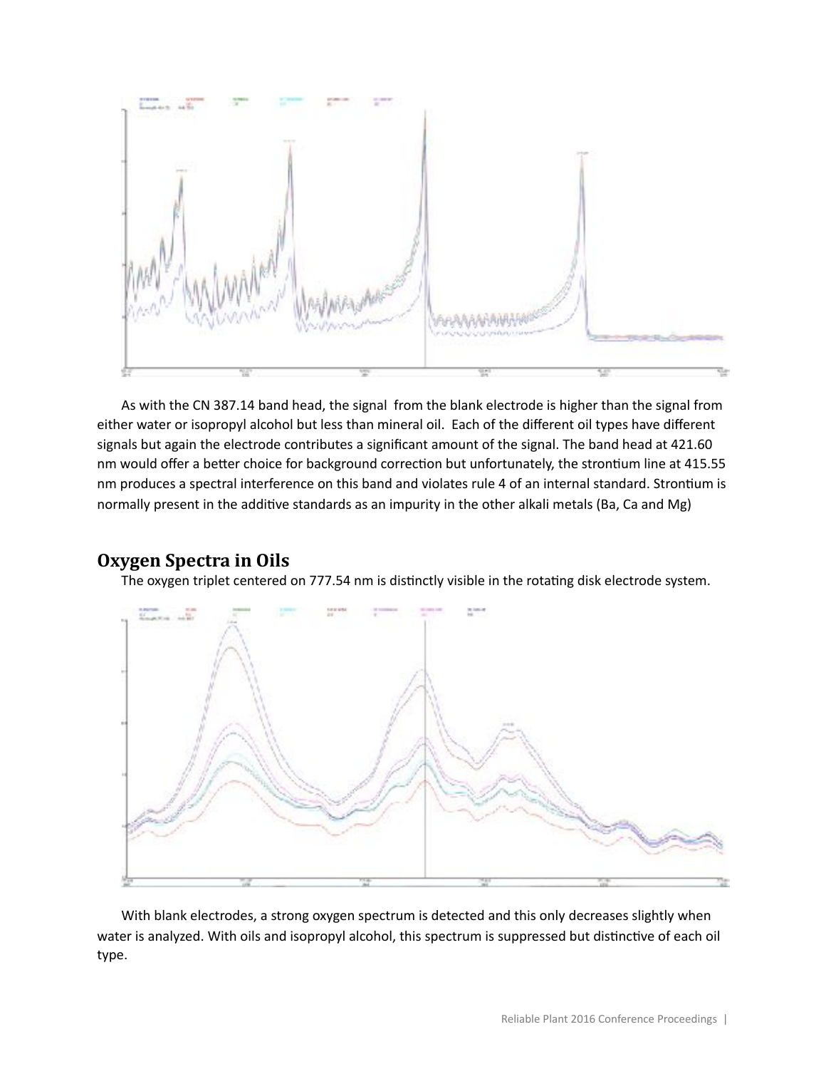As with the CN 387.14 band head, the signal from the blank electrode is higher than the signal from either water or isopropyl alcohol but less than mineral oil. Each of the different oil types have different signals but again the electrode contributes a significant amount of the signal. The band head at 421.60 nm would offer a better choice for background correction but unfortunately, the strontium line at 415.55 nm produces a spectral interference on this band and violates rule 4 of an internal standard. Strontium is normally present in the additive standards as an impurity in the other alkali metals (Ba, Ca and Mg)

## Oxygen Spectra in Oils

The oxygen triplet centered on 777.54 nm is distinctly visible in the rotating disk electrode system.

With blank electrodes, a strong oxygen spectrum is detected and this only decreases slightly when water is analyzed. With oils and isopropyl alcohol, this spectrum is suppressed but distinctive of each oil type.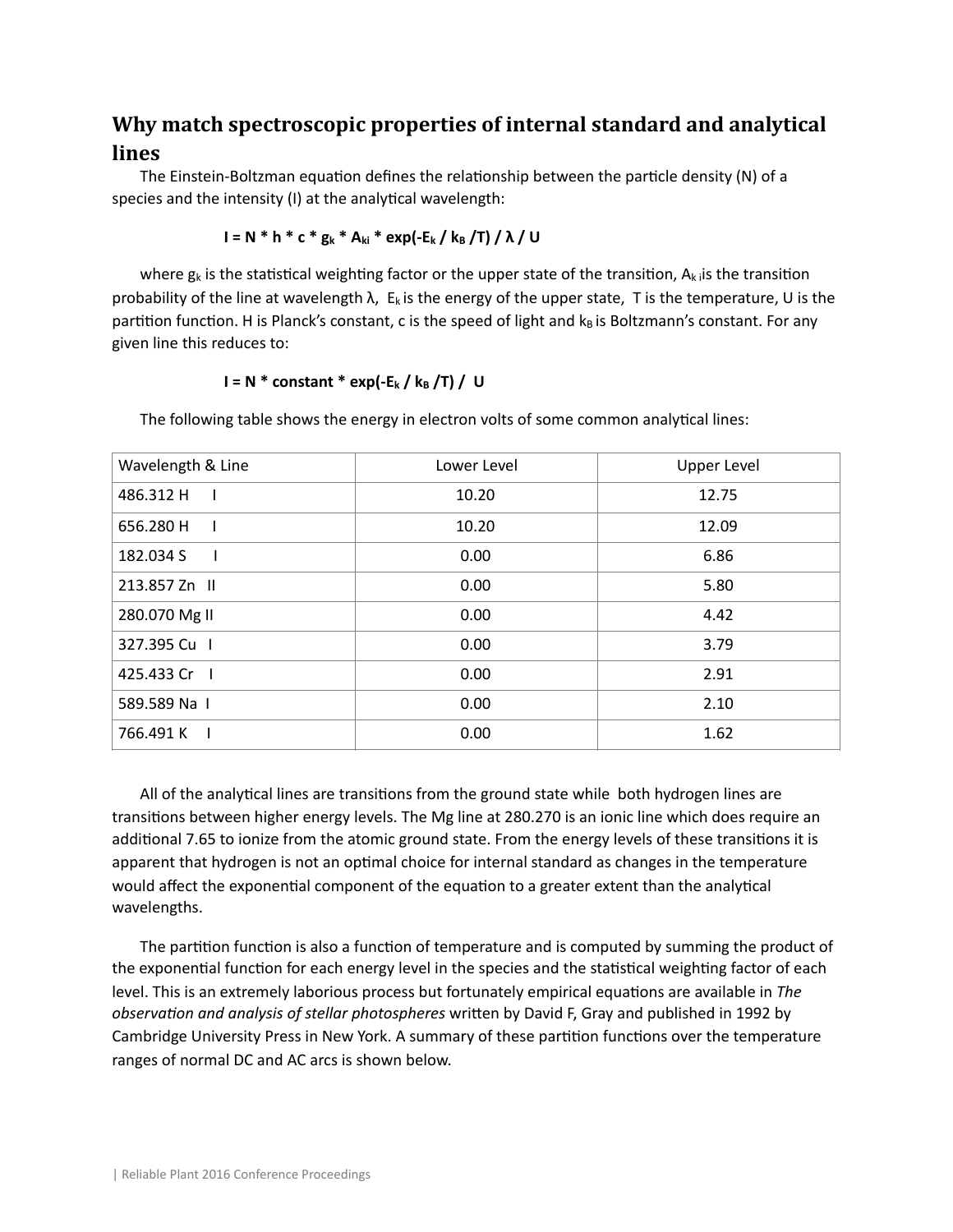## Why match spectroscopic properties of internal standard and analytical lines

The Einstein-Boltzman equation defines the relationship between the particle density (N) of a species and the intensity (I) at the analytical wavelength:

$$I = N * h * c * g_k * A_{ki} * \exp(-E_k / k_B /T) / \lambda / U$$

where $g_k$ is the statistical weighting factor or the upper state of the transition, $A_{ki}$ is the transition probability of the line at wavelength λ, $E_k$ is the energy of the upper state, T is the temperature, U is the partition function. H is Planck's constant, c is the speed of light and $k_B$ is Boltzmann's constant. For any given line this reduces to:

$$I = N * constant * \exp(-E_k / k_B /T) / U$$

The following table shows the energy in electron volts of some common analytical lines:

| Wavelength & Line | Lower Level | Upper Level |
|---|---|---|
| 486.312 H I | 10.20 | 12.75 |
| 656.280 H I | 10.20 | 12.09 |
| 182.034 S I | 0.00 | 6.86 |
| 213.857 Zn II | 0.00 | 5.80 |
| 280.070 Mg II | 0.00 | 4.42 |
| 327.395 Cu I | 0.00 | 3.79 |
| 425.433 Cr I | 0.00 | 2.91 |
| 589.589 Na I | 0.00 | 2.10 |
| 766.491 K I | 0.00 | 1.62 |

All of the analytical lines are transitions from the ground state while both hydrogen lines are transitions between higher energy levels. The Mg line at 280.270 is an ionic line which does require an additional 7.65 to ionize from the atomic ground state. From the energy levels of these transitions it is apparent that hydrogen is not an optimal choice for internal standard as changes in the temperature would affect the exponential component of the equation to a greater extent than the analytical wavelengths.

The partition function is also a function of temperature and is computed by summing the product of the exponential function for each energy level in the species and the statistical weighting factor of each level. This is an extremely laborious process but fortunately empirical equations are available in *The observation and analysis of stellar photospheres* written by David F, Gray and published in 1992 by Cambridge University Press in New York. A summary of these partition functions over the temperature ranges of normal DC and AC arcs is shown below.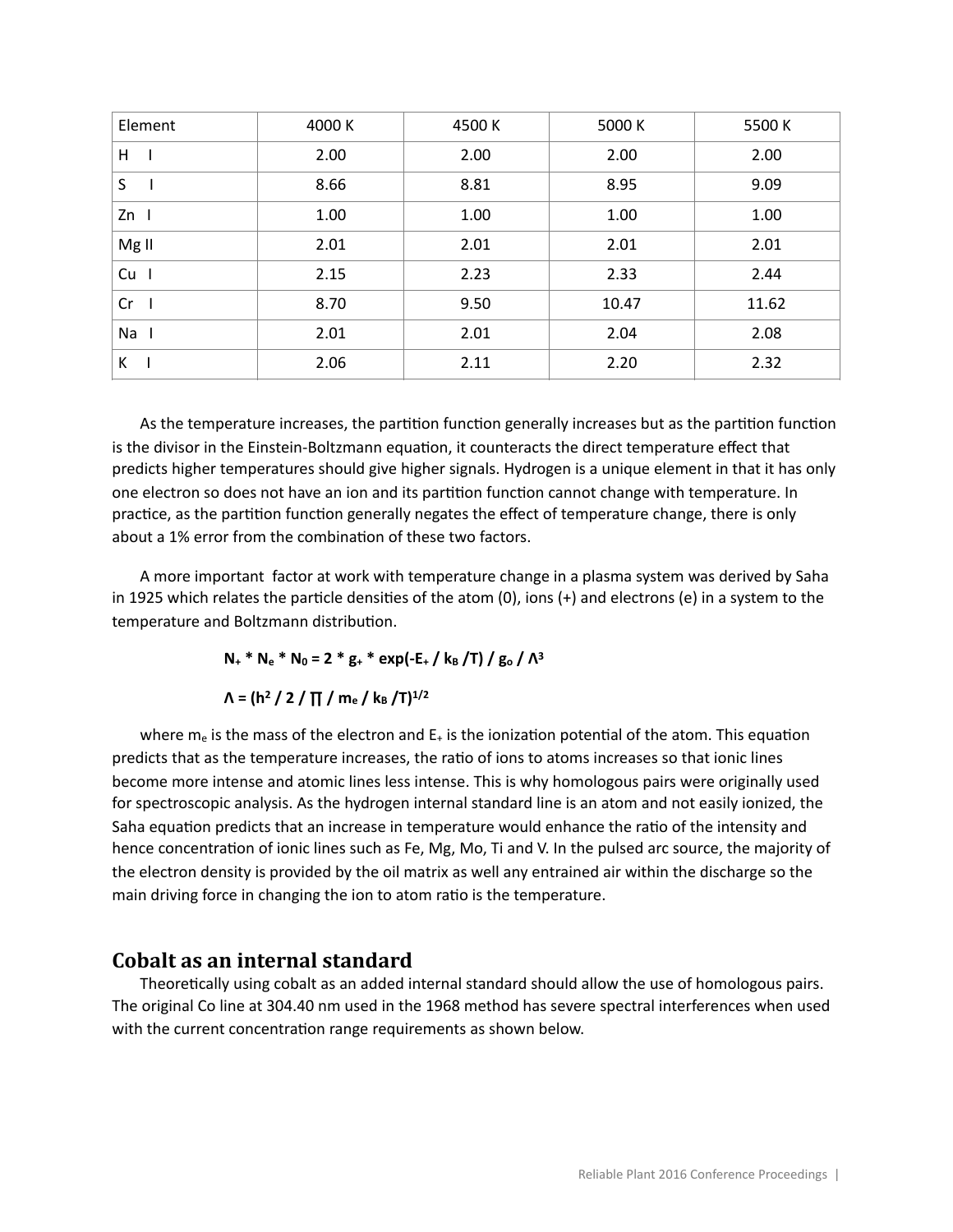| Element | 4000 K | 4500 K | 5000 K | 5500 K |
|---|---|---|---|---|
| H I | 2.00 | 2.00 | 2.00 | 2.00 |
| S I | 8.66 | 8.81 | 8.95 | 9.09 |
| Zn I | 1.00 | 1.00 | 1.00 | 1.00 |
| Mg II | 2.01 | 2.01 | 2.01 | 2.01 |
| Cu I | 2.15 | 2.23 | 2.33 | 2.44 |
| Cr I | 8.70 | 9.50 | 10.47 | 11.62 |
| Na I | 2.01 | 2.01 | 2.04 | 2.08 |
| K I | 2.06 | 2.11 | 2.20 | 2.32 |

As the temperature increases, the partition function generally increases but as the partition function is the divisor in the Einstein-Boltzmann equation, it counteracts the direct temperature effect that predicts higher temperatures should give higher signals. Hydrogen is a unique element in that it has only one electron so does not have an ion and its partition function cannot change with temperature. In practice, as the partition function generally negates the effect of temperature change, there is only about a 1% error from the combination of these two factors.

A more important factor at work with temperature change in a plasma system was derived by Saha in 1925 which relates the particle densities of the atom (0), ions (+) and electrons (e) in a system to the temperature and Boltzmann distribution.

$$N_+ * N_e * N_0 = 2 * g_+ * \exp(-E_+ / k_B / T) / g_o / \Lambda^3$$

$$\Lambda = (h^2 / 2 / \prod / m_e / k_B / T)^{1/2}$$

where $m_e$ is the mass of the electron and $E_+$ is the ionization potential of the atom. This equation predicts that as the temperature increases, the ratio of ions to atoms increases so that ionic lines become more intense and atomic lines less intense. This is why homologous pairs were originally used for spectroscopic analysis. As the hydrogen internal standard line is an atom and not easily ionized, the Saha equation predicts that an increase in temperature would enhance the ratio of the intensity and hence concentration of ionic lines such as Fe, Mg, Mo, Ti and V. In the pulsed arc source, the majority of the electron density is provided by the oil matrix as well any entrained air within the discharge so the main driving force in changing the ion to atom ratio is the temperature.

## Cobalt as an internal standard

Theoretically using cobalt as an added internal standard should allow the use of homologous pairs. The original Co line at 304.40 nm used in the 1968 method has severe spectral interferences when used with the current concentration range requirements as shown below.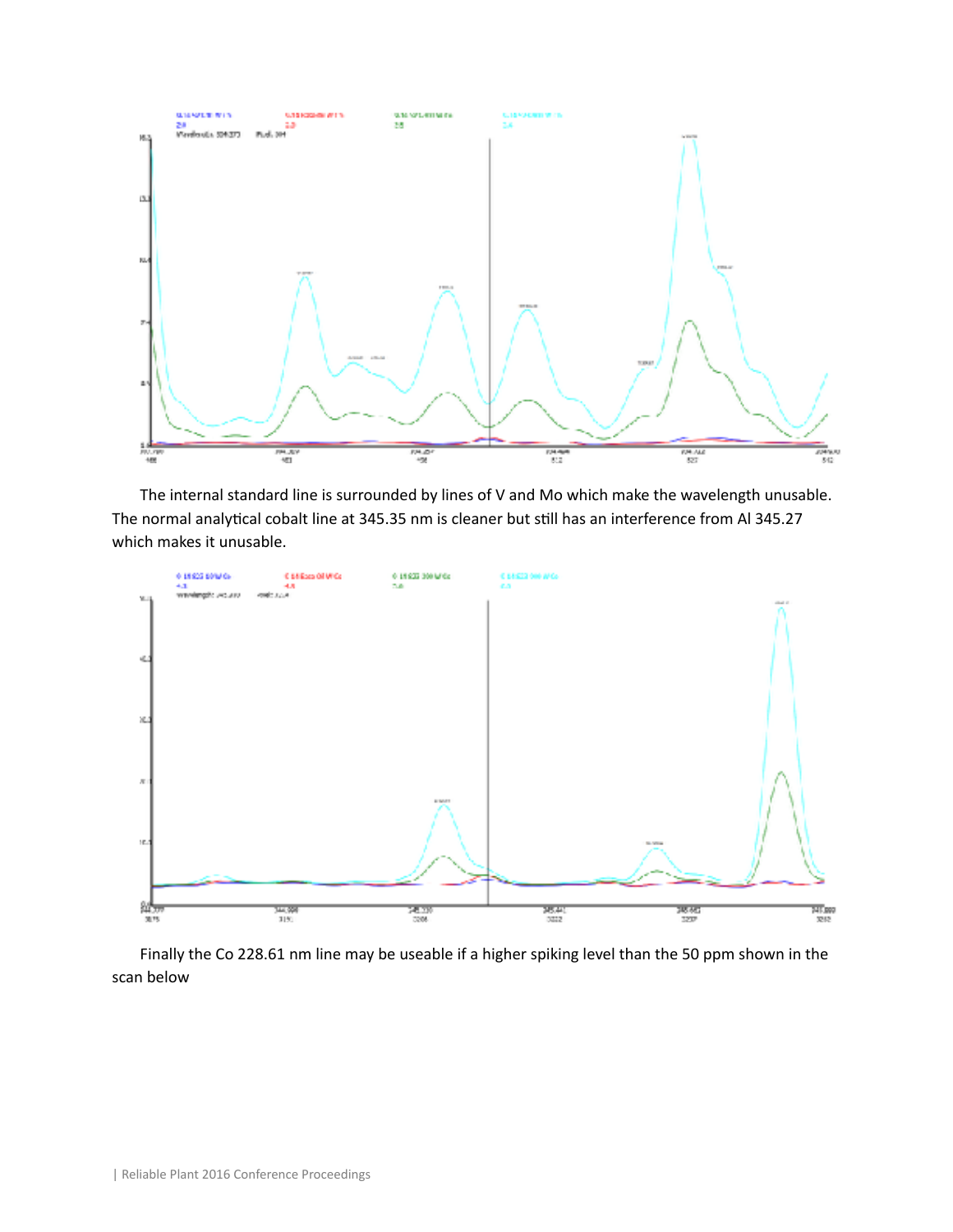The internal standard line is surrounded by lines of V and Mo which make the wavelength unusable. The normal analytical cobalt line at 345.35 nm is cleaner but still has an interference from Al 345.27 which makes it unusable.

Finally the Co 228.61 nm line may be useable if a higher spiking level than the 50 ppm shown in the scan below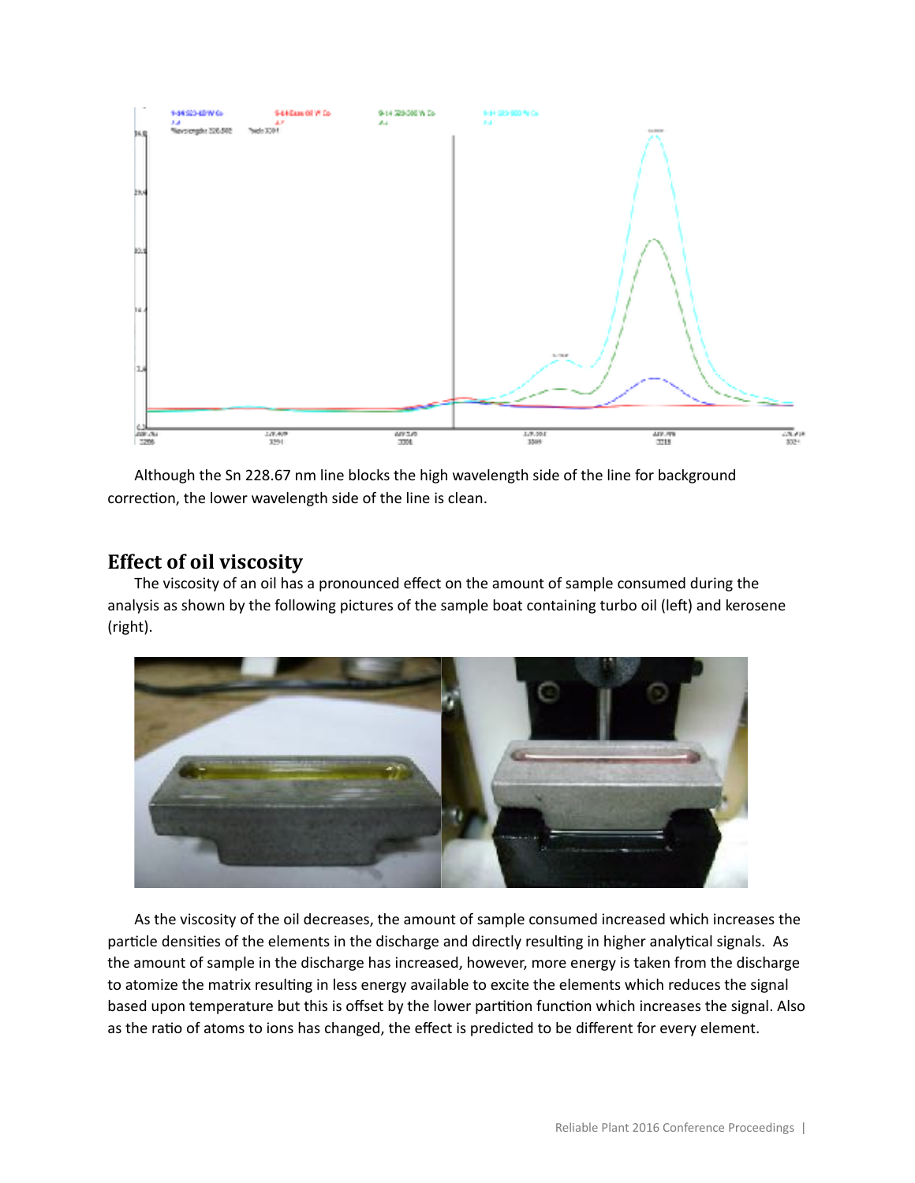Although the Sn 228.67 nm line blocks the high wavelength side of the line for background correction, the lower wavelength side of the line is clean.

## Effect of oil viscosity

The viscosity of an oil has a pronounced effect on the amount of sample consumed during the analysis as shown by the following pictures of the sample boat containing turbo oil (left) and kerosene (right).

As the viscosity of the oil decreases, the amount of sample consumed increased which increases the particle densities of the elements in the discharge and directly resulting in higher analytical signals. As the amount of sample in the discharge has increased, however, more energy is taken from the discharge to atomize the matrix resulting in less energy available to excite the elements which reduces the signal based upon temperature but this is offset by the lower partition function which increases the signal. Also as the ratio of atoms to ions has changed, the effect is predicted to be different for every element.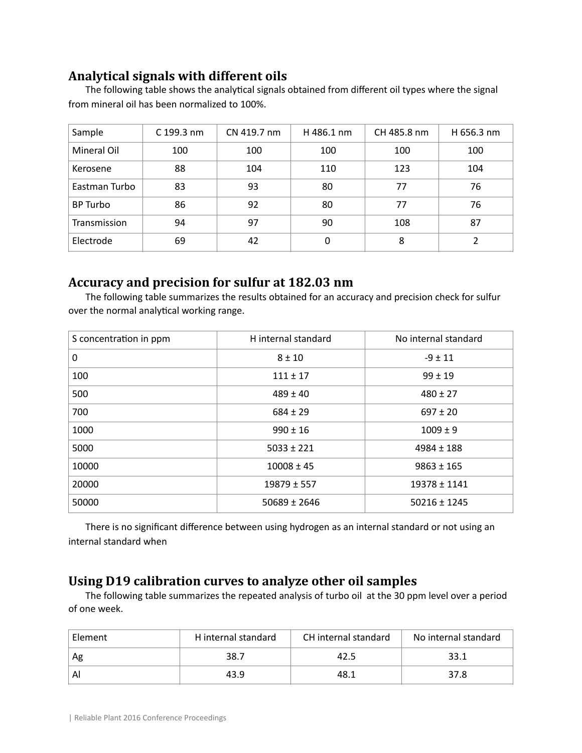## Analytical signals with different oils

The following table shows the analytical signals obtained from different oil types where the signal from mineral oil has been normalized to 100%.

| Sample | C 199.3 nm | CN 419.7 nm | H 486.1 nm | CH 485.8 nm | H 656.3 nm |
|---|---|---|---|---|---|
| Mineral Oil | 100 | 100 | 100 | 100 | 100 |
| Kerosene | 88 | 104 | 110 | 123 | 104 |
| Eastman Turbo | 83 | 93 | 80 | 77 | 76 |
| BP Turbo | 86 | 92 | 80 | 77 | 76 |
| Transmission | 94 | 97 | 90 | 108 | 87 |
| Electrode | 69 | 42 | 0 | 8 | 2 |

## Accuracy and precision for sulfur at 182.03 nm

The following table summarizes the results obtained for an accuracy and precision check for sulfur over the normal analytical working range.

| S concentration in ppm | H internal standard | No internal standard |
|---|---|---|
| 0 | 8 ± 10 | -9 ± 11 |
| 100 | 111 ± 17 | 99 ± 19 |
| 500 | 489 ± 40 | 480 ± 27 |
| 700 | 684 ± 29 | 697 ± 20 |
| 1000 | 990 ± 16 | 1009 ± 9 |
| 5000 | 5033 ± 221 | 4984 ± 188 |
| 10000 | 10008 ± 45 | 9863 ± 165 |
| 20000 | 19879 ± 557 | 19378 ± 1141 |
| 50000 | 50689 ± 2646 | 50216 ± 1245 |

There is no significant difference between using hydrogen as an internal standard or not using an internal standard when

## Using D19 calibration curves to analyze other oil samples

The following table summarizes the repeated analysis of turbo oil at the 30 ppm level over a period of one week.

| Element | H internal standard | CH internal standard | No internal standard |
|---|---|---|---|
| Ag | 38.7 | 42.5 | 33.1 |
| Al | 43.9 | 48.1 | 37.8 |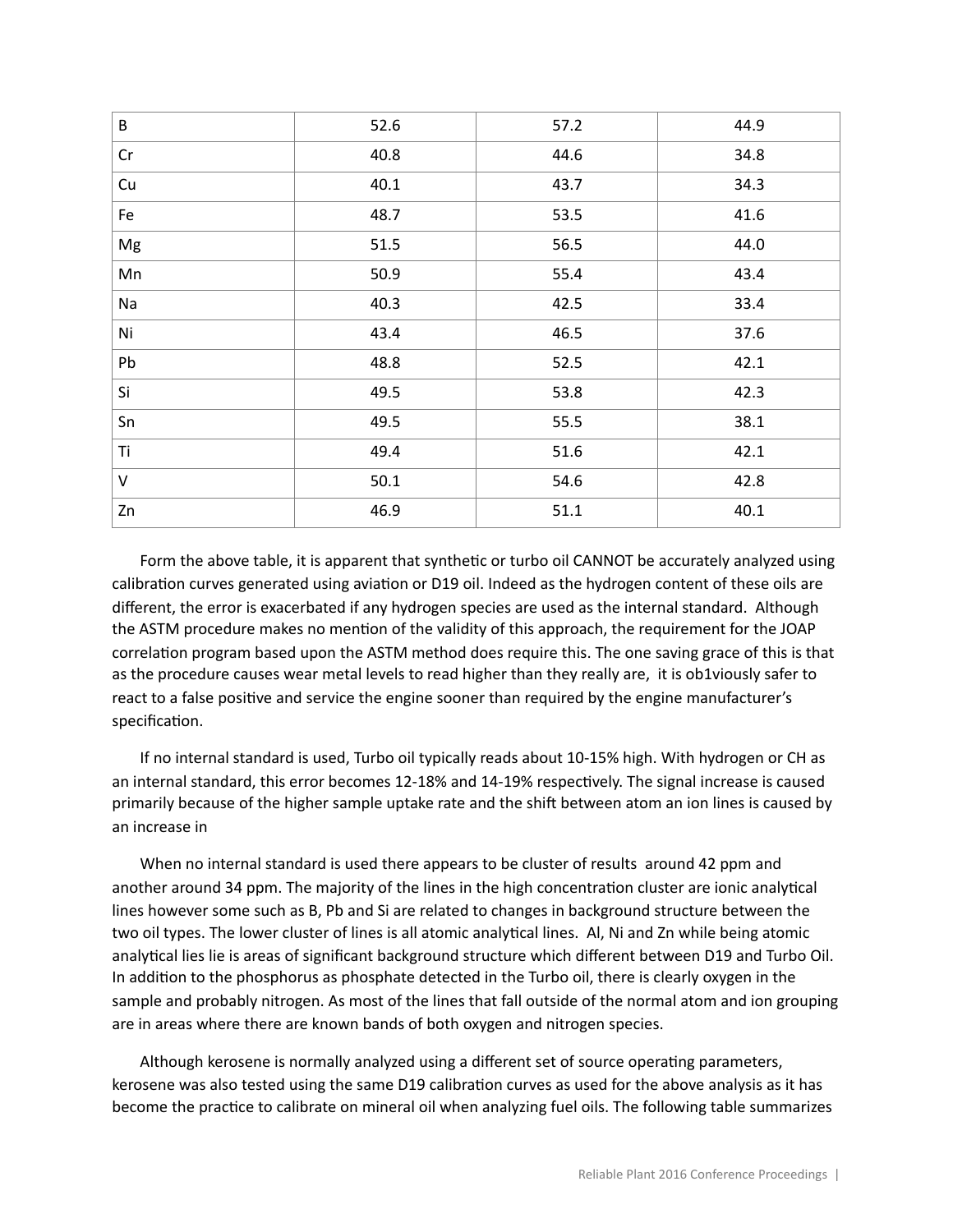| B | 52.6 | 57.2 | 44.9 |
|---|---|---|---|
| Cr | 40.8 | 44.6 | 34.8 |
| Cu | 40.1 | 43.7 | 34.3 |
| Fe | 48.7 | 53.5 | 41.6 |
| Mg | 51.5 | 56.5 | 44.0 |
| Mn | 50.9 | 55.4 | 43.4 |
| Na | 40.3 | 42.5 | 33.4 |
| Ni | 43.4 | 46.5 | 37.6 |
| Pb | 48.8 | 52.5 | 42.1 |
| Si | 49.5 | 53.8 | 42.3 |
| Sn | 49.5 | 55.5 | 38.1 |
| Ti | 49.4 | 51.6 | 42.1 |
| V | 50.1 | 54.6 | 42.8 |
| Zn | 46.9 | 51.1 | 40.1 |

Form the above table, it is apparent that synthetic or turbo oil CANNOT be accurately analyzed using calibration curves generated using aviation or D19 oil. Indeed as the hydrogen content of these oils are different, the error is exacerbated if any hydrogen species are used as the internal standard. Although the ASTM procedure makes no mention of the validity of this approach, the requirement for the JOAP correlation program based upon the ASTM method does require this. The one saving grace of this is that as the procedure causes wear metal levels to read higher than they really are, it is ob1viously safer to react to a false positive and service the engine sooner than required by the engine manufacturer's specification.

If no internal standard is used, Turbo oil typically reads about 10-15% high. With hydrogen or CH as an internal standard, this error becomes 12-18% and 14-19% respectively. The signal increase is caused primarily because of the higher sample uptake rate and the shift between atom an ion lines is caused by an increase in

When no internal standard is used there appears to be cluster of results around 42 ppm and another around 34 ppm. The majority of the lines in the high concentration cluster are ionic analytical lines however some such as B, Pb and Si are related to changes in background structure between the two oil types. The lower cluster of lines is all atomic analytical lines. Al, Ni and Zn while being atomic analytical lies lie is areas of significant background structure which different between D19 and Turbo Oil. In addition to the phosphorus as phosphate detected in the Turbo oil, there is clearly oxygen in the sample and probably nitrogen. As most of the lines that fall outside of the normal atom and ion grouping are in areas where there are known bands of both oxygen and nitrogen species.

Although kerosene is normally analyzed using a different set of source operating parameters, kerosene was also tested using the same D19 calibration curves as used for the above analysis as it has become the practice to calibrate on mineral oil when analyzing fuel oils. The following table summarizes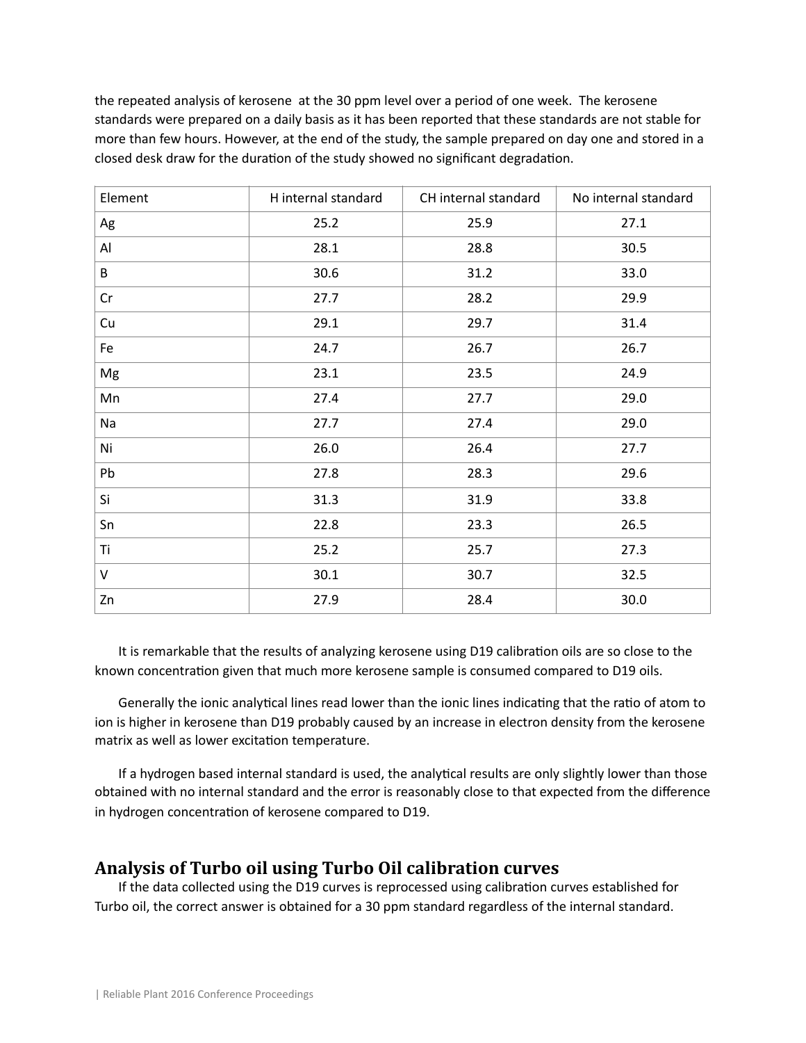the repeated analysis of kerosene at the 30 ppm level over a period of one week. The kerosene standards were prepared on a daily basis as it has been reported that these standards are not stable for more than few hours. However, at the end of the study, the sample prepared on day one and stored in a closed desk draw for the duration of the study showed no significant degradation.

| Element | H internal standard | CH internal standard | No internal standard |
|---|---|---|---|
| Ag | 25.2 | 25.9 | 27.1 |
| Al | 28.1 | 28.8 | 30.5 |
| B | 30.6 | 31.2 | 33.0 |
| Cr | 27.7 | 28.2 | 29.9 |
| Cu | 29.1 | 29.7 | 31.4 |
| Fe | 24.7 | 26.7 | 26.7 |
| Mg | 23.1 | 23.5 | 24.9 |
| Mn | 27.4 | 27.7 | 29.0 |
| Na | 27.7 | 27.4 | 29.0 |
| Ni | 26.0 | 26.4 | 27.7 |
| Pb | 27.8 | 28.3 | 29.6 |
| Si | 31.3 | 31.9 | 33.8 |
| Sn | 22.8 | 23.3 | 26.5 |
| Ti | 25.2 | 25.7 | 27.3 |
| V | 30.1 | 30.7 | 32.5 |
| Zn | 27.9 | 28.4 | 30.0 |

It is remarkable that the results of analyzing kerosene using D19 calibration oils are so close to the known concentration given that much more kerosene sample is consumed compared to D19 oils.

Generally the ionic analytical lines read lower than the ionic lines indicating that the ratio of atom to ion is higher in kerosene than D19 probably caused by an increase in electron density from the kerosene matrix as well as lower excitation temperature.

If a hydrogen based internal standard is used, the analytical results are only slightly lower than those obtained with no internal standard and the error is reasonably close to that expected from the difference in hydrogen concentration of kerosene compared to D19.

## Analysis of Turbo oil using Turbo Oil calibration curves

If the data collected using the D19 curves is reprocessed using calibration curves established for Turbo oil, the correct answer is obtained for a 30 ppm standard regardless of the internal standard.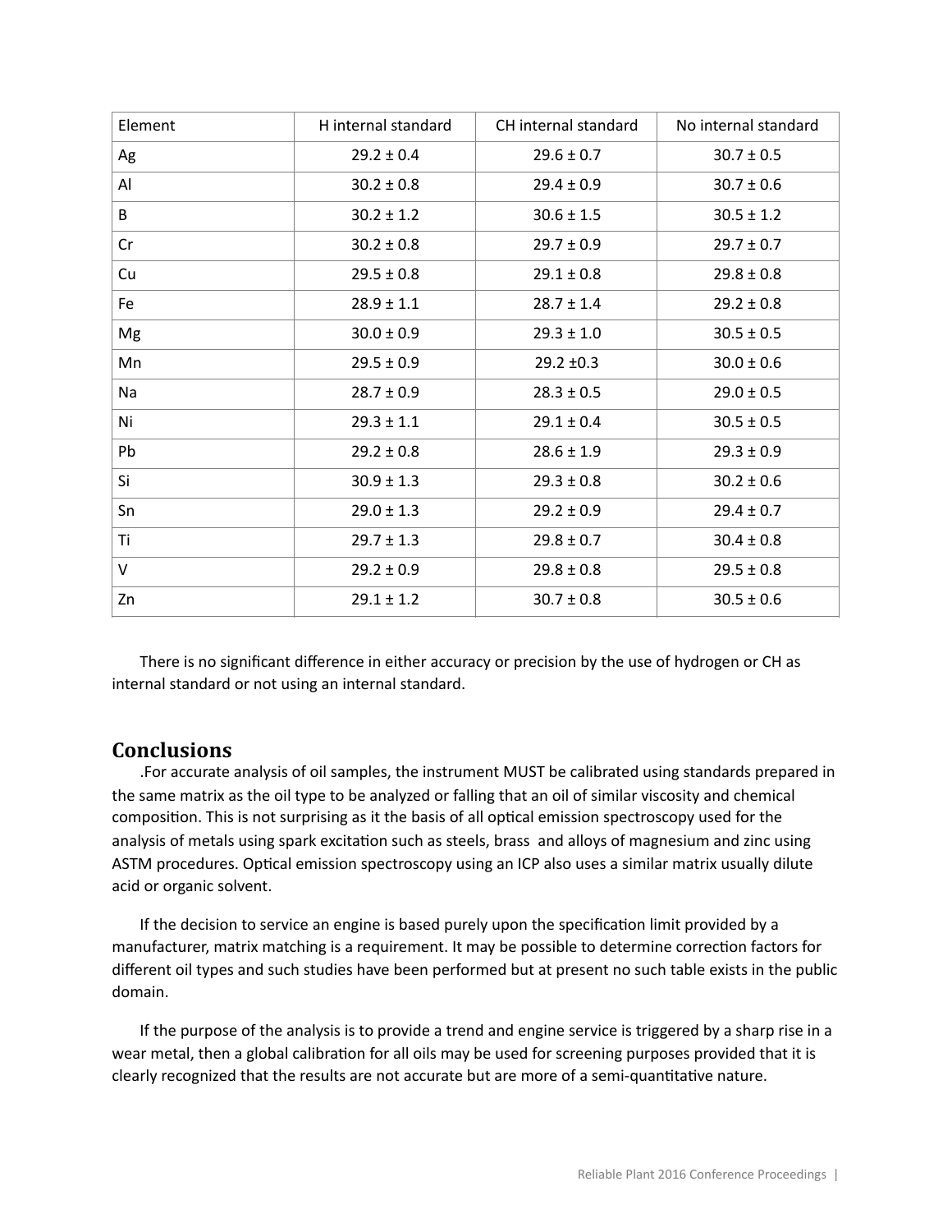| Element | H internal standard | CH internal standard | No internal standard |
|---|---|---|---|
| Ag | 29.2 ± 0.4 | 29.6 ± 0.7 | 30.7 ± 0.5 |
| Al | 30.2 ± 0.8 | 29.4 ± 0.9 | 30.7 ± 0.6 |
| B | 30.2 ± 1.2 | 30.6 ± 1.5 | 30.5 ± 1.2 |
| Cr | 30.2 ± 0.8 | 29.7 ± 0.9 | 29.7 ± 0.7 |
| Cu | 29.5 ± 0.8 | 29.1 ± 0.8 | 29.8 ± 0.8 |
| Fe | 28.9 ± 1.1 | 28.7 ± 1.4 | 29.2 ± 0.8 |
| Mg | 30.0 ± 0.9 | 29.3 ± 1.0 | 30.5 ± 0.5 |
| Mn | 29.5 ± 0.9 | 29.2 ±0.3 | 30.0 ± 0.6 |
| Na | 28.7 ± 0.9 | 28.3 ± 0.5 | 29.0 ± 0.5 |
| Ni | 29.3 ± 1.1 | 29.1 ± 0.4 | 30.5 ± 0.5 |
| Pb | 29.2 ± 0.8 | 28.6 ± 1.9 | 29.3 ± 0.9 |
| Si | 30.9 ± 1.3 | 29.3 ± 0.8 | 30.2 ± 0.6 |
| Sn | 29.0 ± 1.3 | 29.2 ± 0.9 | 29.4 ± 0.7 |
| Ti | 29.7 ± 1.3 | 29.8 ± 0.7 | 30.4 ± 0.8 |
| V | 29.2 ± 0.9 | 29.8 ± 0.8 | 29.5 ± 0.8 |
| Zn | 29.1 ± 1.2 | 30.7 ± 0.8 | 30.5 ± 0.6 |

There is no significant difference in either accuracy or precision by the use of hydrogen or CH as internal standard or not using an internal standard.

## Conclusions

.For accurate analysis of oil samples, the instrument MUST be calibrated using standards prepared in the same matrix as the oil type to be analyzed or falling that an oil of similar viscosity and chemical composition. This is not surprising as it the basis of all optical emission spectroscopy used for the analysis of metals using spark excitation such as steels, brass and alloys of magnesium and zinc using ASTM procedures. Optical emission spectroscopy using an ICP also uses a similar matrix usually dilute acid or organic solvent.

If the decision to service an engine is based purely upon the specification limit provided by a manufacturer, matrix matching is a requirement. It may be possible to determine correction factors for different oil types and such studies have been performed but at present no such table exists in the public domain.

If the purpose of the analysis is to provide a trend and engine service is triggered by a sharp rise in a wear metal, then a global calibration for all oils may be used for screening purposes provided that it is clearly recognized that the results are not accurate but are more of a semi-quantitative nature.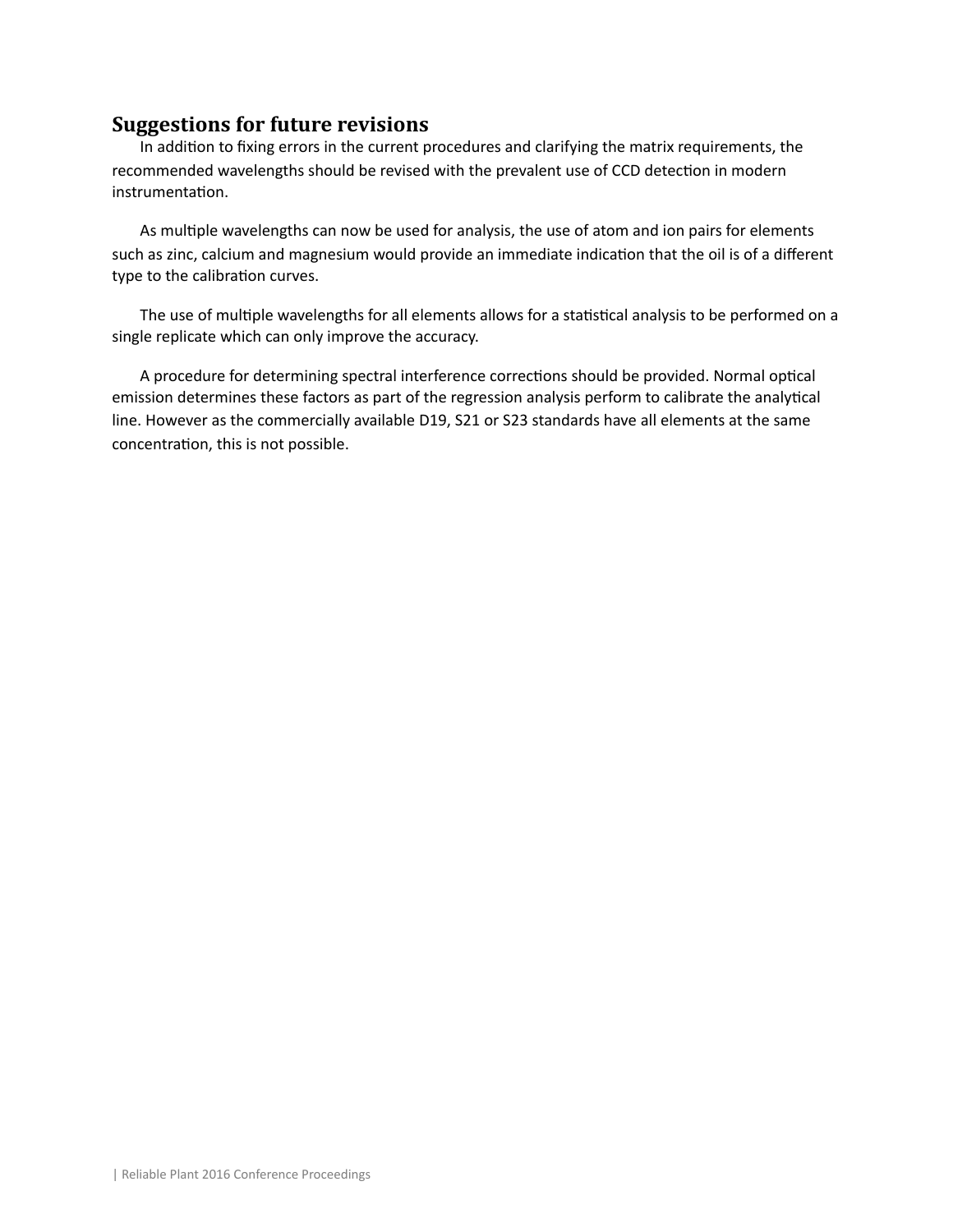## Suggestions for future revisions

In addition to fixing errors in the current procedures and clarifying the matrix requirements, the recommended wavelengths should be revised with the prevalent use of CCD detection in modern instrumentation.

As multiple wavelengths can now be used for analysis, the use of atom and ion pairs for elements such as zinc, calcium and magnesium would provide an immediate indication that the oil is of a different type to the calibration curves.

The use of multiple wavelengths for all elements allows for a statistical analysis to be performed on a single replicate which can only improve the accuracy.

A procedure for determining spectral interference corrections should be provided. Normal optical emission determines these factors as part of the regression analysis perform to calibrate the analytical line. However as the commercially available D19, S21 or S23 standards have all elements at the same concentration, this is not possible.